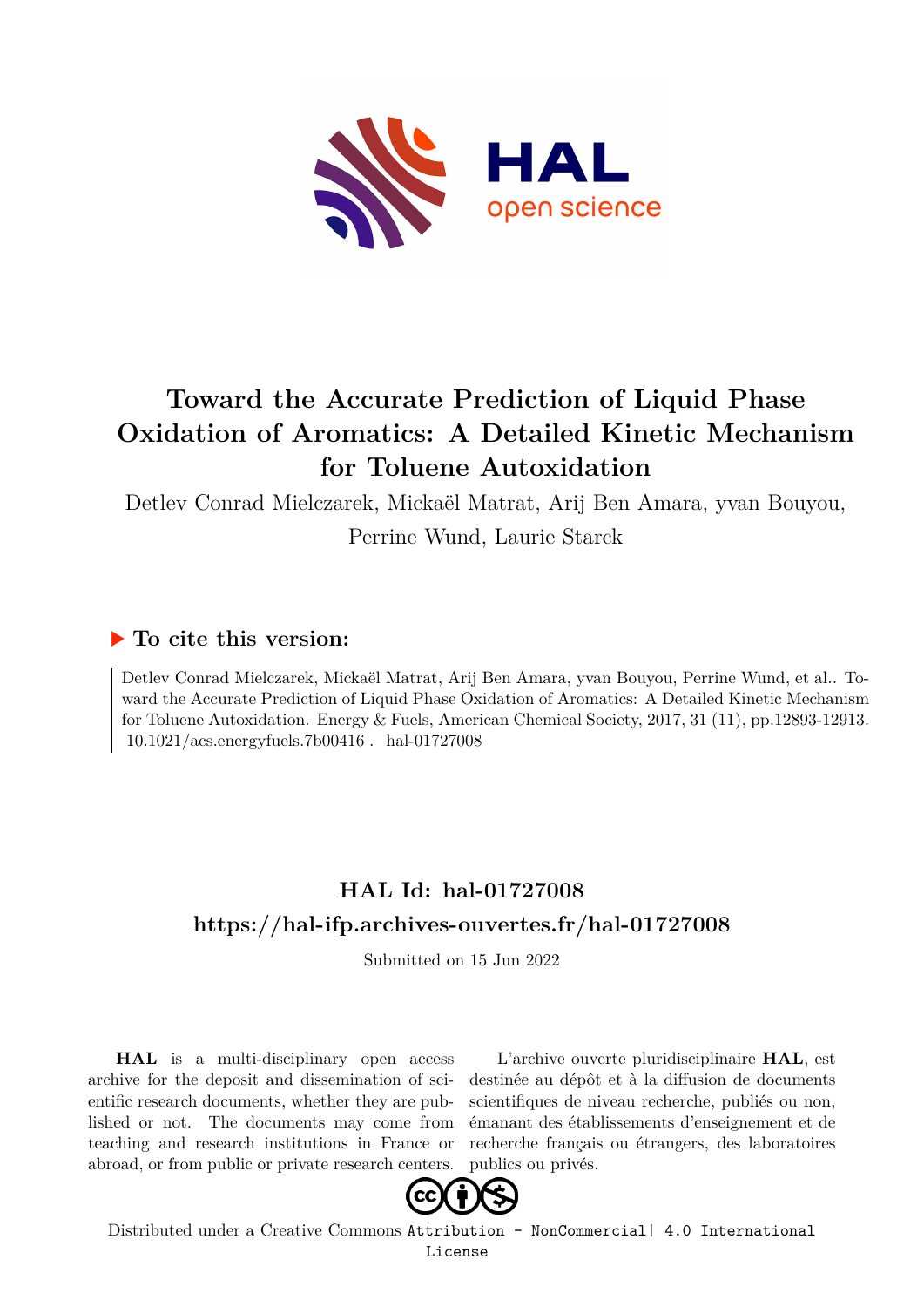# Toward the Accurate Prediction of Liquid Phase Oxidation of Aromatics: A Detailed Kinetic Mechanism for Toluene Autoxidation

Detlev Conrad Mielczarek, Mickaël Matrat, Arij Ben Amara, yvan Bouyou, Perrine Wund, Laurie Starck

## ▶ To cite this version:

Detlev Conrad Mielczarek, Mickaël Matrat, Arij Ben Amara, yvan Bouyou, Perrine Wund, et al.. Toward the Accurate Prediction of Liquid Phase Oxidation of Aromatics: A Detailed Kinetic Mechanism for Toluene Autoxidation. Energy & Fuels, American Chemical Society, 2017, 31 (11), pp.12893-12913. 10.1021/acs.energyfuels.7b00416 . hal-01727008

## HAL Id: hal-01727008

## https://hal-ifp.archives-ouvertes.fr/hal-01727008

Submitted on 15 Jun 2022

**HAL** is a multi-disciplinary open access archive for the deposit and dissemination of scientific research documents, whether they are published or not. The documents may come from teaching and research institutions in France or abroad, or from public or private research centers.

L'archive ouverte pluridisciplinaire **HAL**, est destinée au dépôt et à la diffusion de documents scientifiques de niveau recherche, publiés ou non, émanant des établissements d'enseignement et de recherche français ou étrangers, des laboratoires publics ou privés.

Distributed under a Creative Commons Attribution - NonCommercial| 4.0 International License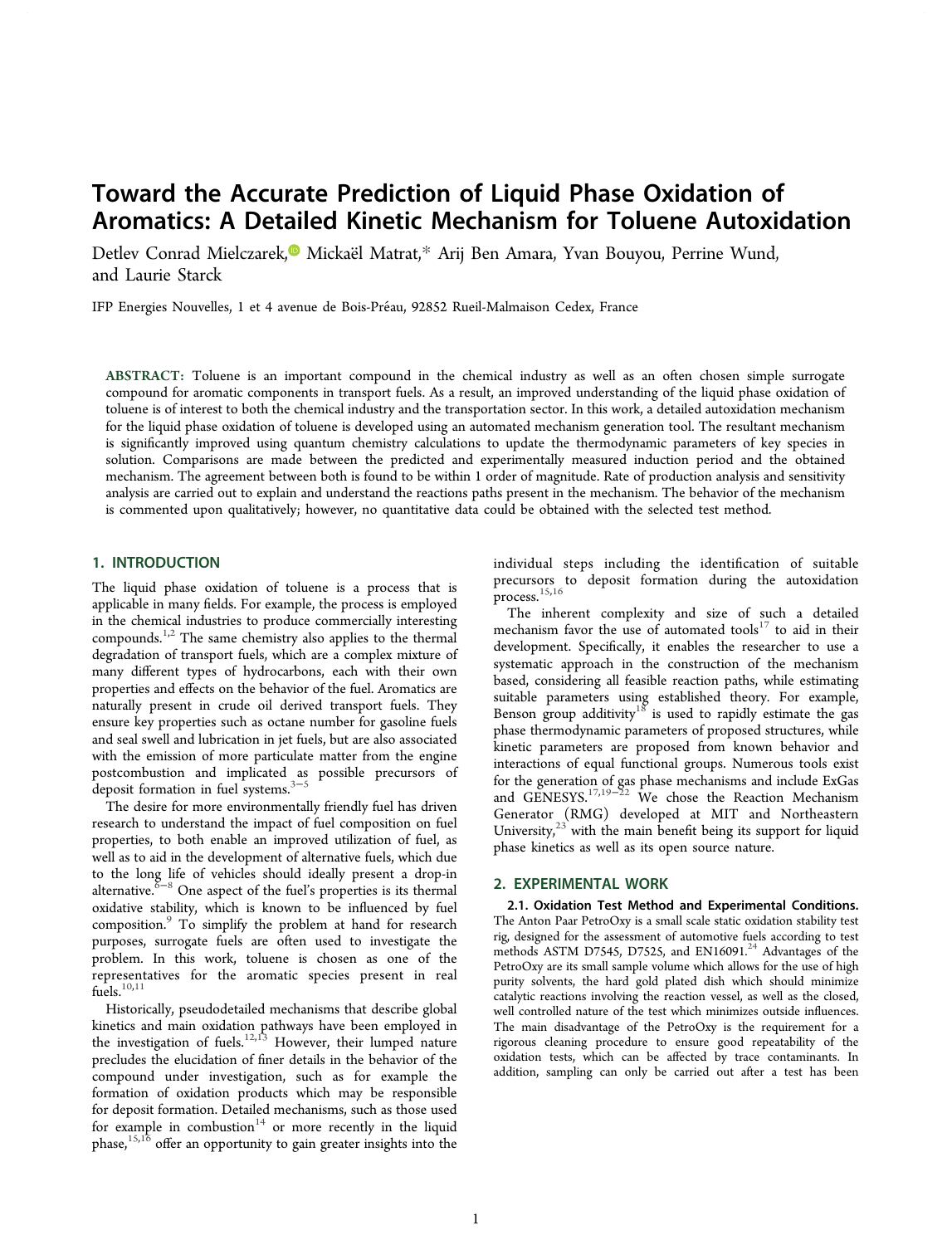# Toward the Accurate Prediction of Liquid Phase Oxidation of Aromatics: A Detailed Kinetic Mechanism for Toluene Autoxidation

Detlev Conrad Mielczarek, Mickaël Matrat,* Arij Ben Amara, Yvan Bouyou, Perrine Wund, and Laurie Starck

IFP Energies Nouvelles, 1 et 4 avenue de Bois-Préau, 92852 Rueil-Malmaison Cedex, France

**ABSTRACT:** Toluene is an important compound in the chemical industry as well as an often chosen simple surrogate compound for aromatic components in transport fuels. As a result, an improved understanding of the liquid phase oxidation of toluene is of interest to both the chemical industry and the transportation sector. In this work, a detailed autoxidation mechanism for the liquid phase oxidation of toluene is developed using an automated mechanism generation tool. The resultant mechanism is significantly improved using quantum chemistry calculations to update the thermodynamic parameters of key species in solution. Comparisons are made between the predicted and experimentally measured induction period and the obtained mechanism. The agreement between both is found to be within 1 order of magnitude. Rate of production analysis and sensitivity analysis are carried out to explain and understand the reactions paths present in the mechanism. The behavior of the mechanism is commented upon qualitatively; however, no quantitative data could be obtained with the selected test method.

## 1. INTRODUCTION

The liquid phase oxidation of toluene is a process that is applicable in many fields. For example, the process is employed in the chemical industries to produce commercially interesting compounds.[1,2] The same chemistry also applies to the thermal degradation of transport fuels, which are a complex mixture of many different types of hydrocarbons, each with their own properties and effects on the behavior of the fuel. Aromatics are naturally present in crude oil derived transport fuels. They ensure key properties such as octane number for gasoline fuels and seal swell and lubrication in jet fuels, but are also associated with the emission of more particulate matter from the engine postcombustion and implicated as possible precursors of deposit formation in fuel systems.[3−5]

The desire for more environmentally friendly fuel has driven research to understand the impact of fuel composition on fuel properties, to both enable an improved utilization of fuel, as well as to aid in the development of alternative fuels, which due to the long life of vehicles should ideally present a drop-in alternative.[6−8] One aspect of the fuel's properties is its thermal oxidative stability, which is known to be influenced by fuel composition.[9] To simplify the problem at hand for research purposes, surrogate fuels are often used to investigate the problem. In this work, toluene is chosen as one of the representatives for the aromatic species present in real fuels.[10,11]

Historically, pseudodetailed mechanisms that describe global kinetics and main oxidation pathways have been employed in the investigation of fuels.[12,13] However, their lumped nature precludes the elucidation of finer details in the behavior of the compound under investigation, such as for example the formation of oxidation products which may be responsible for deposit formation. Detailed mechanisms, such as those used for example in combustion[14] or more recently in the liquid phase,[15,16] offer an opportunity to gain greater insights into the individual steps including the identification of suitable precursors to deposit formation during the autoxidation process.[15,16]

The inherent complexity and size of such a detailed mechanism favor the use of automated tools[17] to aid in their development. Specifically, it enables the researcher to use a systematic approach in the construction of the mechanism based, considering all feasible reaction paths, while estimating suitable parameters using established theory. For example, Benson group additivity[18] is used to rapidly estimate the gas phase thermodynamic parameters of proposed structures, while kinetic parameters are proposed from known behavior and interactions of equal functional groups. Numerous tools exist for the generation of gas phase mechanisms and include ExGas and GENESYS.[17,19−22] We chose the Reaction Mechanism Generator (RMG) developed at MIT and Northeastern University,[23] with the main benefit being its support for liquid phase kinetics as well as its open source nature.

## 2. EXPERIMENTAL WORK

### 2.1. Oxidation Test Method and Experimental Conditions.

The Anton Paar PetroOxy is a small scale static oxidation stability test rig, designed for the assessment of automotive fuels according to test methods ASTM D7545, D7525, and EN16091.[24] Advantages of the PetroOxy are its small sample volume which allows for the use of high purity solvents, the hard gold plated dish which should minimize catalytic reactions involving the reaction vessel, as well as the closed, well controlled nature of the test which minimizes outside influences. The main disadvantage of the PetroOxy is the requirement for a rigorous cleaning procedure to ensure good repeatability of the oxidation tests, which can be affected by trace contaminants. In addition, sampling can only be carried out after a test has been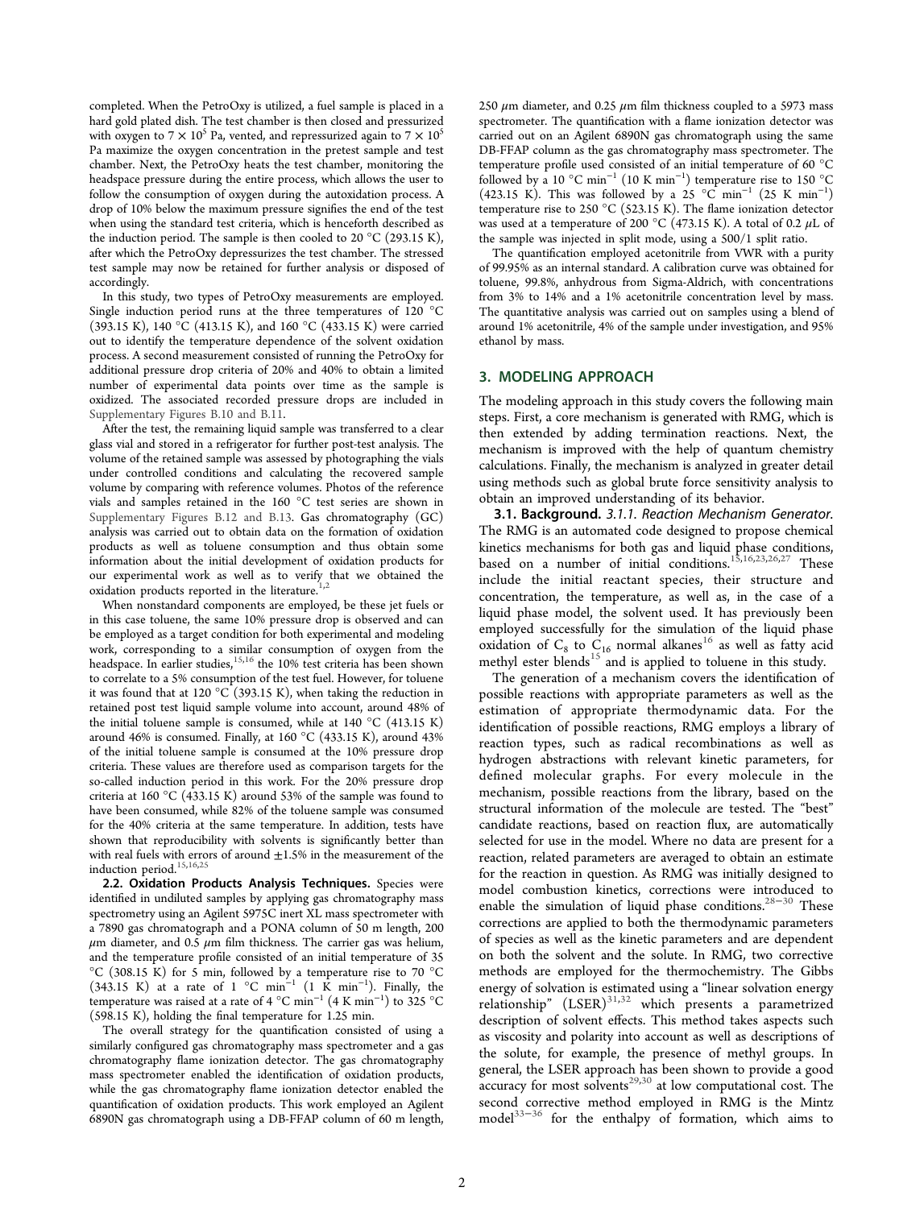completed. When the PetroOxy is utilized, a fuel sample is placed in a hard gold plated dish. The test chamber is then closed and pressurized with oxygen to $7 \times 10^5$ Pa, vented, and repressurized again to $7 \times 10^5$ Pa maximize the oxygen concentration in the pretest sample and test chamber. Next, the PetroOxy heats the test chamber, monitoring the headspace pressure during the entire process, which allows the user to follow the consumption of oxygen during the autoxidation process. A drop of 10% below the maximum pressure signifies the end of the test when using the standard test criteria, which is henceforth described as the induction period. The sample is then cooled to 20 °C (293.15 K), after which the PetroOxy depressurizes the test chamber. The stressed test sample may now be retained for further analysis or disposed of accordingly.

In this study, two types of PetroOxy measurements are employed. Single induction period runs at the three temperatures of 120 °C (393.15 K), 140 °C (413.15 K), and 160 °C (433.15 K) were carried out to identify the temperature dependence of the solvent oxidation process. A second measurement consisted of running the PetroOxy for additional pressure drop criteria of 20% and 40% to obtain a limited number of experimental data points over time as the sample is oxidized. The associated recorded pressure drops are included in Supplementary Figures B.10 and B.11.

After the test, the remaining liquid sample was transferred to a clear glass vial and stored in a refrigerator for further post-test analysis. The volume of the retained sample was assessed by photographing the vials under controlled conditions and calculating the recovered sample volume by comparing with reference volumes. Photos of the reference vials and samples retained in the 160 °C test series are shown in Supplementary Figures B.12 and B.13. Gas chromatography (GC) analysis was carried out to obtain data on the formation of oxidation products as well as toluene consumption and thus obtain some information about the initial development of oxidation products for our experimental work as well as to verify that we obtained the oxidation products reported in the literature.[1,2]

When nonstandard components are employed, be these jet fuels or in this case toluene, the same 10% pressure drop is observed and can be employed as a target condition for both experimental and modeling work, corresponding to a similar consumption of oxygen from the headspace. In earlier studies,[15,16] the 10% test criteria has been shown to correlate to a 5% consumption of the test fuel. However, for toluene it was found that at 120 °C (393.15 K), when taking the reduction in retained post test liquid sample volume into account, around 48% of the initial toluene sample is consumed, while at 140 °C (413.15 K) around 46% is consumed. Finally, at 160 °C (433.15 K), around 43% of the initial toluene sample is consumed at the 10% pressure drop criteria. These values are therefore used as comparison targets for the so-called induction period in this work. For the 20% pressure drop criteria at 160 °C (433.15 K) around 53% of the sample was found to have been consumed, while 82% of the toluene sample was consumed for the 40% criteria at the same temperature. In addition, tests have shown that reproducibility with solvents is significantly better than with real fuels with errors of around ±1.5% in the measurement of the induction period.[15,16,25]

**2.2. Oxidation Products Analysis Techniques.** Species were identified in undiluted samples by applying gas chromatography mass spectrometry using an Agilent 5975C inert XL mass spectrometer with a 7890 gas chromatograph and a PONA column of 50 m length, 200 μm diameter, and 0.5 μm film thickness. The carrier gas was helium, and the temperature profile consisted of an initial temperature of 35 °C (308.15 K) for 5 min, followed by a temperature rise to 70 °C (343.15 K) at a rate of 1 °C min$^{-1}$ (1 K min$^{-1}$). Finally, the temperature was raised at a rate of 4 °C min$^{-1}$ (4 K min$^{-1}$) to 325 °C (598.15 K), holding the final temperature for 1.25 min.

The overall strategy for the quantification consisted of using a similarly configured gas chromatography mass spectrometer and a gas chromatography flame ionization detector. The gas chromatography mass spectrometer enabled the identification of oxidation products, while the gas chromatography flame ionization detector enabled the quantification of oxidation products. This work employed an Agilent 6890N gas chromatograph using a DB-FFAP column of 60 m length, 250 μm diameter, and 0.25 μm film thickness coupled to a 5973 mass spectrometer. The quantification with a flame ionization detector was carried out on an Agilent 6890N gas chromatograph using the same DB-FFAP column as the gas chromatography mass spectrometer. The temperature profile used consisted of an initial temperature of 60 °C followed by a 10 °C min$^{-1}$ (10 K min$^{-1}$) temperature rise to 150 °C (423.15 K). This was followed by a 25 °C min$^{-1}$ (25 K min$^{-1}$) temperature rise to 250 °C (523.15 K). The flame ionization detector was used at a temperature of 200 °C (473.15 K). A total of 0.2 μL of the sample was injected in split mode, using a 500/1 split ratio.

The quantification employed acetonitrile from VWR with a purity of 99.95% as an internal standard. A calibration curve was obtained for toluene, 99.8%, anhydrous from Sigma-Aldrich, with concentrations from 3% to 14% and a 1% acetonitrile concentration level by mass. The quantitative analysis was carried out on samples using a blend of around 1% acetonitrile, 4% of the sample under investigation, and 95% ethanol by mass.

## 3. MODELING APPROACH

The modeling approach in this study covers the following main steps. First, a core mechanism is generated with RMG, which is then extended by adding termination reactions. Next, the mechanism is improved with the help of quantum chemistry calculations. Finally, the mechanism is analyzed in greater detail using methods such as global brute force sensitivity analysis to obtain an improved understanding of its behavior.

**3.1. Background.** *3.1.1. Reaction Mechanism Generator.* The RMG is an automated code designed to propose chemical kinetics mechanisms for both gas and liquid phase conditions, based on a number of initial conditions.[15,16,23,26,27] These include the initial reactant species, their structure and concentration, the temperature, as well as, in the case of a liquid phase model, the solvent used. It has previously been employed successfully for the simulation of the liquid phase oxidation of $C_8$ to $C_{16}$ normal alkanes[16] as well as fatty acid methyl ester blends[15] and is applied to toluene in this study.

The generation of a mechanism covers the identification of possible reactions with appropriate parameters as well as the estimation of appropriate thermodynamic data. For the identification of possible reactions, RMG employs a library of reaction types, such as radical recombinations as well as hydrogen abstractions with relevant kinetic parameters, for defined molecular graphs. For every molecule in the mechanism, possible reactions from the library, based on the structural information of the molecule are tested. The "best" candidate reactions, based on reaction flux, are automatically selected for use in the model. Where no data are present for a reaction, related parameters are averaged to obtain an estimate for the reaction in question. As RMG was initially designed to model combustion kinetics, corrections were introduced to enable the simulation of liquid phase conditions.[28−30] These corrections are applied to both the thermodynamic parameters of species as well as the kinetic parameters and are dependent on both the solvent and the solute. In RMG, two corrective methods are employed for the thermochemistry. The Gibbs energy of solvation is estimated using a "linear solvation energy relationship" (LSER)[31,32] which presents a parametrized description of solvent effects. This method takes aspects such as viscosity and polarity into account as well as descriptions of the solute, for example, the presence of methyl groups. In general, the LSER approach has been shown to provide a good accuracy for most solvents[29,30] at low computational cost. The second corrective method employed in RMG is the Mintz model[33−36] for the enthalpy of formation, which aims to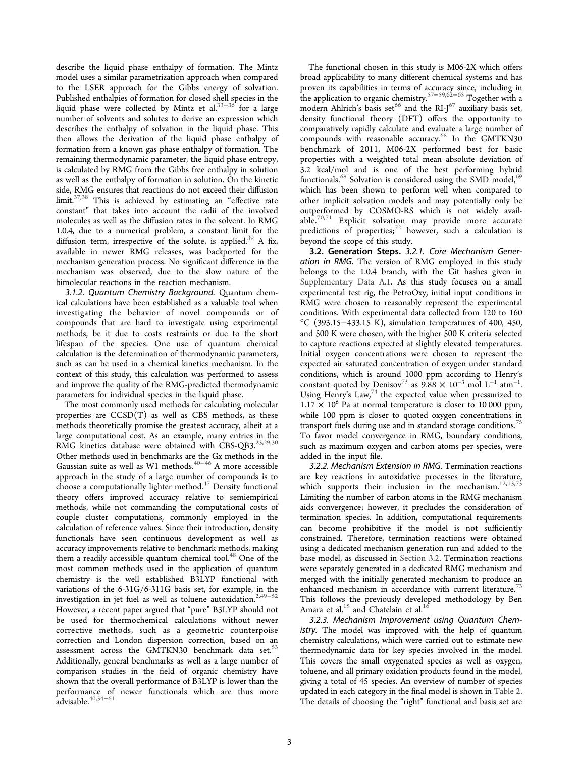describe the liquid phase enthalpy of formation. The Mintz model uses a similar parametrization approach when compared to the LSER approach for the Gibbs energy of solvation. Published enthalpies of formation for closed shell species in the liquid phase were collected by Mintz et al.[33−36] for a large number of solvents and solutes to derive an expression which describes the enthalpy of solvation in the liquid phase. This then allows the derivation of the liquid phase enthalpy of formation from a known gas phase enthalpy of formation. The remaining thermodynamic parameter, the liquid phase entropy, is calculated by RMG from the Gibbs free enthalpy in solution as well as the enthalpy of formation in solution. On the kinetic side, RMG ensures that reactions do not exceed their diffusion limit.[37,38] This is achieved by estimating an "effective rate constant" that takes into account the radii of the involved molecules as well as the diffusion rates in the solvent. In RMG 1.0.4, due to a numerical problem, a constant limit for the diffusion term, irrespective of the solute, is applied.[39] A fix, available in newer RMG releases, was backported for the mechanism generation process. No significant difference in the mechanism was observed, due to the slow nature of the bimolecular reactions in the reaction mechanism.

*3.1.2. Quantum Chemistry Background.* Quantum chemical calculations have been established as a valuable tool when investigating the behavior of novel compounds or of compounds that are hard to investigate using experimental methods, be it due to costs restraints or due to the short lifespan of the species. One use of quantum chemical calculation is the determination of thermodynamic parameters, such as can be used in a chemical kinetics mechanism. In the context of this study, this calculation was performed to assess and improve the quality of the RMG-predicted thermodynamic parameters for individual species in the liquid phase.

The most commonly used methods for calculating molecular properties are CCSD(T) as well as CBS methods, as these methods theoretically promise the greatest accuracy, albeit at a large computational cost. As an example, many entries in the RMG kinetics database were obtained with CBS-QB3.[23,29,30] Other methods used in benchmarks are the Gx methods in the Gaussian suite as well as W1 methods.[40−46] A more accessible approach in the study of a large number of compounds is to choose a computationally lighter method.[47] Density functional theory offers improved accuracy relative to semiempirical methods, while not commanding the computational costs of couple cluster computations, commonly employed in the calculation of reference values. Since their introduction, density functionals have seen continuous development as well as accuracy improvements relative to benchmark methods, making them a readily accessible quantum chemical tool.[48] One of the most common methods used in the application of quantum chemistry is the well established B3LYP functional with variations of the 6-31G/6-311G basis set, for example, in the investigation in jet fuel as well as toluene autoxidation.[2,49−52] However, a recent paper argued that "pure" B3LYP should not be used for thermochemical calculations without newer corrective methods, such as a geometric counterpoise correction and London dispersion correction, based on an assessment across the GMTKN30 benchmark data set.[53] Additionally, general benchmarks as well as a large number of comparison studies in the field of organic chemistry have shown that the overall performance of B3LYP is lower than the performance of newer functionals which are thus more advisable.[40,54−61]

The functional chosen in this study is M06-2X which offers broad applicability to many different chemical systems and has proven its capabilities in terms of accuracy since, including in the application to organic chemistry.[57−59,62−65] Together with a modern Ahlrich's basis set[66] and the RI-J[67] auxiliary basis set, density functional theory (DFT) offers the opportunity to comparatively rapidly calculate and evaluate a large number of compounds with reasonable accuracy.[68] In the GMTKN30 benchmark of 2011, M06-2X performed best for basic properties with a weighted total mean absolute deviation of 3.2 kcal/mol and is one of the best performing hybrid functionals.[68] Solvation is considered using the SMD model,[69] which has been shown to perform well when compared to other implicit solvation models and may potentially only be outperformed by COSMO-RS which is not widely available.[70,71] Explicit solvation may provide more accurate predictions of properties;[72] however, such a calculation is beyond the scope of this study.

**3.2. Generation Steps.** *3.2.1. Core Mechanism Generation in RMG.* The version of RMG employed in this study belongs to the 1.0.4 branch, with the Git hashes given in Supplementary Data A.1. As this study focuses on a small experimental test rig, the PetroOxy, initial input conditions in RMG were chosen to reasonably represent the experimental conditions. With experimental data collected from 120 to 160 °C (393.15−433.15 K), simulation temperatures of 400, 450, and 500 K were chosen, with the higher 500 K criteria selected to capture reactions expected at slightly elevated temperatures. Initial oxygen concentrations were chosen to represent the expected air saturated concentration of oxygen under standard conditions, which is around 1000 ppm according to Henry's constant quoted by Denisov[73] as $9.88 \times 10^{-3}$ mol L$^{-1}$ atm$^{-1}$. Using Henry's Law,[74] the expected value when pressurized to $1.17 \times 10^{6}$ Pa at normal temperature is closer to 10 000 ppm, while 100 ppm is closer to quoted oxygen concentrations in transport fuels during use and in standard storage conditions.[75] To favor model convergence in RMG, boundary conditions, such as maximum oxygen and carbon atoms per species, were added in the input file.

*3.2.2. Mechanism Extension in RMG.* Termination reactions are key reactions in autoxidative processes in the literature, which supports their inclusion in the mechanism.[12,13,73] Limiting the number of carbon atoms in the RMG mechanism aids convergence; however, it precludes the consideration of termination species. In addition, computational requirements can become prohibitive if the model is not sufficiently constrained. Therefore, termination reactions were obtained using a dedicated mechanism generation run and added to the base model, as discussed in Section 3.2. Termination reactions were separately generated in a dedicated RMG mechanism and merged with the initially generated mechanism to produce an enhanced mechanism in accordance with current literature.[73] This follows the previously developed methodology by Ben Amara et al.[15] and Chatelain et al.[16]

*3.2.3. Mechanism Improvement using Quantum Chemistry.* The model was improved with the help of quantum chemistry calculations, which were carried out to estimate new thermodynamic data for key species involved in the model. This covers the small oxygenated species as well as oxygen, toluene, and all primary oxidation products found in the model, giving a total of 45 species. An overview of number of species updated in each category in the final model is shown in Table 2. The details of choosing the "right" functional and basis set are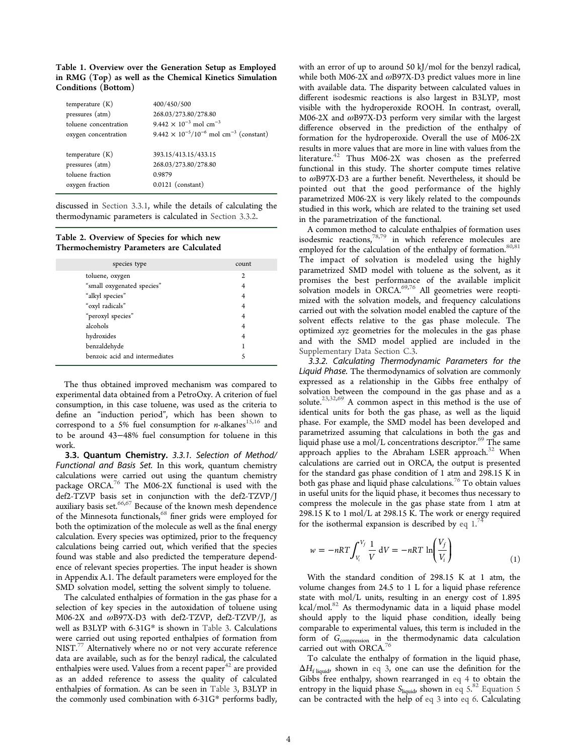**Table 1. Overview over the Generation Setup as Employed in RMG (Top) as well as the Chemical Kinetics Simulation Conditions (Bottom)**

| | |
|---|---|
| temperature (K) | 400/450/500 |
| pressures (atm) | 268.03/273.80/278.80 |
| toluene concentration | $9.442 \times 10^{-3}$ mol cm$^{-3}$ |
| oxygen concentration | $9.442 \times 10^{-5}/10^{-6}$ mol cm$^{-3}$ (constant) |
| temperature (K) | 393.15/413.15/433.15 |
| pressures (atm) | 268.03/273.80/278.80 |
| toluene fraction | 0.9879 |
| oxygen fraction | 0.0121 (constant) |

discussed in Section 3.3.1, while the details of calculating the thermodynamic parameters is calculated in Section 3.3.2.

**Table 2. Overview of Species for which new Thermochemistry Parameters are Calculated**

| species type | count |
|---|---|
| toluene, oxygen | 2 |
| "small oxygenated species" | 4 |
| "alkyl species" | 4 |
| "oxyl radicals" | 4 |
| "peroxyl species" | 4 |
| alcohols | 4 |
| hydroxides | 4 |
| benzaldehyde | 1 |
| benzoic acid and intermediates | 5 |

The thus obtained improved mechanism was compared to experimental data obtained from a PetroOxy. A criterion of fuel consumption, in this case toluene, was used as the criteria to define an "induction period", which has been shown to correspond to a 5% fuel consumption for *n*-alkanes[15,16] and to be around 43−48% fuel consumption for toluene in this work.

**3.3. Quantum Chemistry.** *3.3.1. Selection of Method/Functional and Basis Set.* In this work, quantum chemistry calculations were carried out using the quantum chemistry package ORCA.[76] The M06-2X functional is used with the def2-TZVP basis set in conjunction with the def2-TZVP/J auxiliary basis set.[66,67] Because of the known mesh dependence of the Minnesota functionals,[68] finer grids were employed for both the optimization of the molecule as well as the final energy calculation. Every species was optimized, prior to the frequency calculations being carried out, which verified that the species found was stable and also predicted the temperature dependence of relevant species properties. The input header is shown in Appendix A.1. The default parameters were employed for the SMD solvation model, setting the solvent simply to toluene.

The calculated enthalpies of formation in the gas phase for a selection of key species in the autoxidation of toluene using M06-2X and ωB97X-D3 with def2-TZVP, def2-TZVP/J, as well as B3LYP with 6-31G* is shown in Table 3. Calculations were carried out using reported enthalpies of formation from NIST.[77] Alternatively where no or not very accurate reference data are available, such as for the benzyl radical, the calculated enthalpies were used. Values from a recent paper[42] are provided as an added reference to assess the quality of calculated enthalpies of formation. As can be seen in Table 3, B3LYP in the commonly used combination with 6-31G* performs badly, with an error of up to around 50 kJ/mol for the benzyl radical, while both M06-2X and ωB97X-D3 predict values more in line with available data. The disparity between calculated values in different isodesmic reactions is also largest in B3LYP, most visible with the hydroperoxide ROOH. In contrast, overall, M06-2X and ωB97X-D3 perform very similar with the largest difference observed in the prediction of the enthalpy of formation for the hydroperoxide. Overall the use of M06-2X results in more values that are more in line with values from the literature.[42] Thus M06-2X was chosen as the preferred functional in this study. The shorter compute times relative to ωB97X-D3 are a further benefit. Nevertheless, it should be pointed out that the good performance of the highly parametrized M06-2X is very likely related to the compounds studied in this work, which are related to the training set used in the parametrization of the functional.

A common method to calculate enthalpies of formation uses isodesmic reactions,[78,79] in which reference molecules are employed for the calculation of the enthalpy of formation.[80,81] The impact of solvation is modeled using the highly parametrized SMD model with toluene as the solvent, as it promises the best performance of the available implicit solvation models in ORCA.[69,76] All geometries were reoptimized with the solvation models, and frequency calculations carried out with the solvation model enabled the capture of the solvent effects relative to the gas phase molecule. The optimized *xyz* geometries for the molecules in the gas phase and with the SMD model applied are included in the Supplementary Data Section C.3.

*3.3.2. Calculating Thermodynamic Parameters for the Liquid Phase.* The thermodynamics of solvation are commonly expressed as a relationship in the Gibbs free enthalpy of solvation between the compound in the gas phase and as a solute.[23,32,69] A common aspect in this method is the use of identical units for both the gas phase, as well as the liquid phase. For example, the SMD model has been developed and parametrized assuming that calculations in both the gas and liquid phase use a mol/L concentrations descriptor.[69] The same approach applies to the Abraham LSER approach.[32] When calculations are carried out in ORCA, the output is presented for the standard gas phase condition of 1 atm and 298.15 K in both gas phase and liquid phase calculations.[76] To obtain values in useful units for the liquid phase, it becomes thus necessary to compress the molecule in the gas phase state from 1 atm at 298.15 K to 1 mol/L at 298.15 K. The work or energy required for the isothermal expansion is described by eq 1.[74]

$$w = -nRT \int_{V_i}^{V_f} \frac{1}{V} \, dV = -nRT \ln\left(\frac{V_f}{V_i}\right) \tag{1}$$

With the standard condition of 298.15 K at 1 atm, the volume changes from 24.5 to 1 L for a liquid phase reference state with mol/L units, resulting in an energy cost of 1.895 kcal/mol.[82] As thermodynamic data in a liquid phase model should apply to the liquid phase condition, ideally being comparable to experimental values, this term is included in the form of $G_{\text{compression}}$ in the thermodynamic data calculation carried out with ORCA.[76]

To calculate the enthalpy of formation in the liquid phase, $\Delta H_{\text{f liquid}}$, shown in eq 3, one can use the definition for the Gibbs free enthalpy, shown rearranged in eq 4 to obtain the entropy in the liquid phase $S_{\text{liquid}}$, shown in eq 5.[82] Equation 5 can be contracted with the help of eq 3 into eq 6. Calculating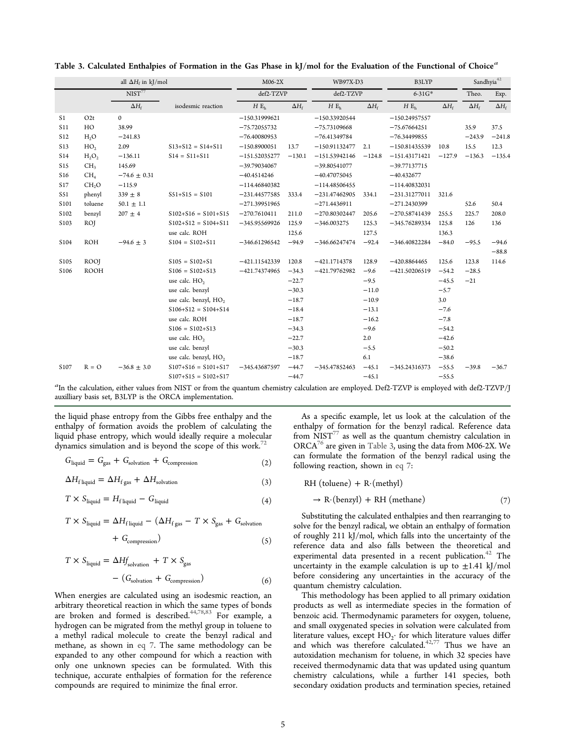**Table 3. Calculated Enthalpies of Formation in the Gas Phase in kJ/mol for the Evaluation of the Functional of Choice**[a]

| all $\Delta H_f$ in kJ/mol | | | | M06-2X | | WB97X-D3 | | B3LYP | | Sandhyia[42] | |
|---|---|---|---|---|---|---|---|---|---|---|---|
| | | NIST[77] | | def2-TZVP | | def2-TZVP | | 6-31G* | | Theo. | Exp. |
| | | $\Delta H_f$ | isodesmic reaction | $H$ $E_h$ | $\Delta H_f$ | $H$ $E_h$ | $\Delta H_f$ | $H$ $E_h$ | $\Delta H_f$ | $\Delta H_f$ | $\Delta H_f$ |
| S1 | O2t | 0 | | −150.31999621 | | −150.33920544 | | −150.24957557 | | | |
| S11 | HO | 38.99 | | −75.72055732 | | −75.73109668 | | −75.67664251 | | 35.9 | 37.5 |
| S12 | $H_2O$ | −241.83 | | −76.40080953 | | −76.41349784 | | −76.34499855 | | −243.9 | −241.8 |
| S13 | $HO_2$ | 2.09 | S13+S12 = S14+S11 | −150.8900051 | 13.7 | −150.91132477 | 2.1 | −150.81435539 | 10.8 | 15.5 | 12.3 |
| S14 | $H_2O_2$ | −136.11 | S14 = S11+S11 | −151.52035277 | −130.1 | −151.53942146 | −124.8 | −151.43171421 | −127.9 | −136.3 | −135.4 |
| S15 | $CH_3$ | 145.69 | | −39.79034067 | | −39.80541077 | | −39.77137715 | | | |
| S16 | $CH_4$ | −74.6 ± 0.31 | | −40.4514246 | | −40.47075045 | | −40.432677 | | | |
| S17 | $CH_2O$ | −115.9 | | −114.46840382 | | −114.48506455 | | −114.40832031 | | | |
| S51 | phenyl | 339 ± 8 | S51+S15 = S101 | −231.44577585 | 333.4 | −231.47462905 | 334.1 | −231.31277011 | 321.6 | | |
| S101 | toluene | 50.1 ± 1.1 | | −271.39951965 | | −271.4436911 | | −271.2430399 | | 52.6 | 50.4 |
| S102 | benzyl | 207 ± 4 | S102+S16 = S101+S15 | −270.7610411 | 211.0 | −270.80302447 | 205.6 | −270.58741439 | 255.5 | 225.7 | 208.0 |
| S103 | ROJ | | S102+S12 = S104+S11 | −345.95569926 | 125.9 | −346.003275 | 125.3 | −345.76289334 | 125.8 | 126 | 136 |
| | | | use calc. ROH | | 125.6 | | 127.5 | | 136.3 | | |
| S104 | ROH | −94.6 ± 3 | S104 = S102+S11 | −346.61296542 | −94.9 | −346.66247474 | −92.4 | −346.40822284 | −84.0 | −95.5 | −94.6 −88.8 |
| S105 | ROOJ | | S105 = S102+S1 | −421.11542339 | 120.8 | −421.1714378 | 128.9 | −420.8864465 | 125.6 | 123.8 | 114.6 |
| S106 | ROOH | | S106 = S102+S13 | −421.74374965 | −34.3 | −421.79762982 | −9.6 | −421.50206519 | −54.2 | −28.5 | |
| | | | use calc. $HO_2$ | | −22.7 | | −9.5 | | −45.5 | −21 | |
| | | | use calc. benzyl | | −30.3 | | −11.0 | | −5.7 | | |
| | | | use calc. benzyl, $HO_2$ | | −18.7 | | −10.9 | | 3.0 | | |
| | | | S106+S12 = S104+S14 | | −18.4 | | −13.1 | | −7.6 | | |
| | | | use calc. ROH | | −18.7 | | −16.2 | | −7.8 | | |
| | | | S106 = S102+S13 | | −34.3 | | −9.6 | | −54.2 | | |
| | | | use calc. $HO_2$ | | −22.7 | | 2.0 | | −42.6 | | |
| | | | use calc. benzyl | | −30.3 | | −5.5 | | −50.2 | | |
| | | | use calc. benzyl, $HO_2$ | | −18.7 | | 6.1 | | −38.6 | | |
| S107 | R = O | −36.8 ± 3.0 | S107+S16 = S101+S17 | −345.43687597 | −44.7 | −345.47852463 | −45.1 | −345.24316373 | −55.5 | −39.8 | −36.7 |
| | | | S107+S15 = S102+S17 | | −44.7 | | −45.1 | | −55.5 | | |

[a]In the calculation, either values from NIST or from the quantum chemistry calculation are employed. Def2-TZVP is employed with def2-TZVP/J auxilliary basis set, B3LYP is the ORCA implementation.

the liquid phase entropy from the Gibbs free enthalpy and the enthalpy of formation avoids the problem of calculating the liquid phase entropy, which would ideally require a molecular dynamics simulation and is beyond the scope of this work.[72]

$$G_{\text{liquid}} = G_{\text{gas}} + G_{\text{solvation}} + G_{\text{compression}} \tag{2}$$

$$\Delta H_{\text{f liquid}} = \Delta H_{\text{f gas}} + \Delta H_{\text{solvation}} \tag{3}$$

$$T \times S_{\text{liquid}} = H_{\text{f liquid}} - G_{\text{liquid}} \tag{4}$$

$$T \times S_{\text{liquid}} = \Delta H_{\text{f liquid}} - (\Delta H_{\text{f gas}} - T \times S_{\text{gas}} + G_{\text{solvation}} + G_{\text{compression}}) \tag{5}$$

$$T \times S_{\text{liquid}} = \Delta H f_{\text{solvation}} + T \times S_{\text{gas}} - (G_{\text{solvation}} + G_{\text{compression}}) \tag{6}$$

When energies are calculated using an isodesmic reaction, an arbitrary theoretical reaction in which the same types of bonds are broken and formed is described.[44,78,83] For example, a hydrogen can be migrated from the methyl group in toluene to a methyl radical molecule to create the benzyl radical and methane, as shown in eq 7. The same methodology can be expanded to any other compound for which a reaction with only one unknown species can be formulated. With this technique, accurate enthalpies of formation for the reference compounds are required to minimize the final error.

As a specific example, let us look at the calculation of the enthalpy of formation for the benzyl radical. Reference data from NIST[77] as well as the quantum chemistry calculation in ORCA[76] are given in Table 3, using the data from M06-2X. We can formulate the formation of the benzyl radical using the following reaction, shown in eq 7:

$$\text{RH (toluene)} + \text{R}\cdot\text{(methyl)} \rightarrow \text{R}\cdot\text{(benzyl)} + \text{RH (methane)} \tag{7}$$

Substituting the calculated enthalpies and then rearranging to solve for the benzyl radical, we obtain an enthalpy of formation of roughly 211 kJ/mol, which falls into the uncertainty of the reference data and also falls between the theoretical and experimental data presented in a recent publication.[42] The uncertainty in the example calculation is up to ±1.41 kJ/mol before considering any uncertainties in the accuracy of the quantum chemistry calculation.

This methodology has been applied to all primary oxidation products as well as intermediate species in the formation of benzoic acid. Thermodynamic parameters for oxygen, toluene, and small oxygenated species in solvation were calculated from literature values, except $HO_2\cdot$ for which literature values differ and which was therefore calculated.[42,77] Thus we have an autoxidation mechanism for toluene, in which 32 species have received thermodynamic data that was updated using quantum chemistry calculations, while a further 141 species, both secondary oxidation products and termination species, retained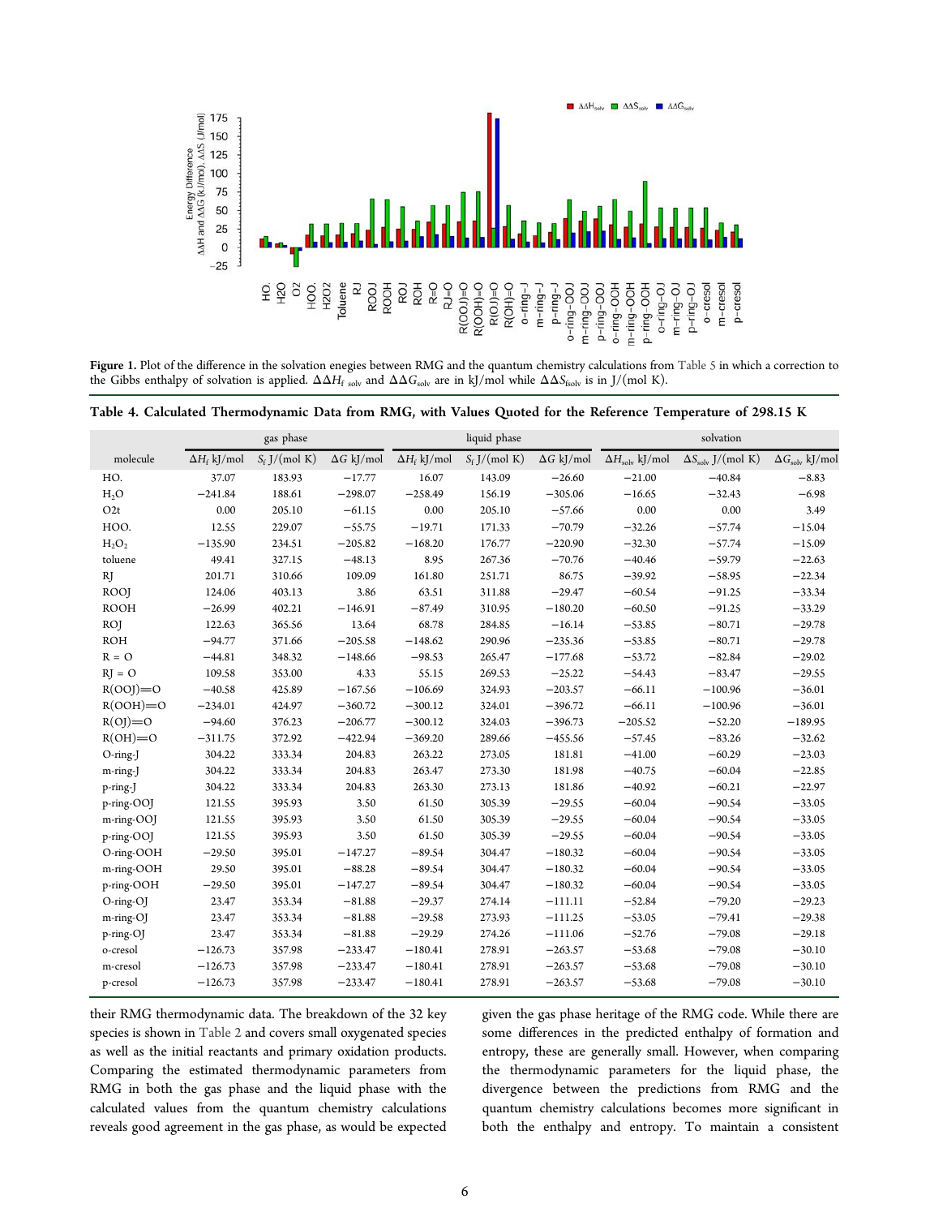Figure 1. Plot of the difference in the solvation enegies between RMG and the quantum chemistry calculations from Table 5 in which a correction to the Gibbs enthalpy of solvation is applied. $\Delta\Delta H_{f\ solv}$ and $\Delta\Delta G_{solv}$ are in kJ/mol while $\Delta\Delta S_{fsolv}$ is in J/(mol K).

Table 4. Calculated Thermodynamic Data from RMG, with Values Quoted for the Reference Temperature of 298.15 K

| | gas phase | | | liquid phase | | | solvation | | |
|---|---|---|---|---|---|---|---|---|---|
| molecule | $\Delta H_f$ kJ/mol | $S_f$ J/(mol K) | $\Delta G$ kJ/mol | $\Delta H_f$ kJ/mol | $S_f$ J/(mol K) | $\Delta G$ kJ/mol | $\Delta H_{solv}$ kJ/mol | $\Delta S_{solv}$ J/(mol K) | $\Delta G_{solv}$ kJ/mol |
| HO. | 37.07 | 183.93 | −17.77 | 16.07 | 143.09 | −26.60 | −21.00 | −40.84 | −8.83 |
| $H_2O$ | −241.84 | 188.61 | −298.07 | −258.49 | 156.19 | −305.06 | −16.65 | −32.43 | −6.98 |
| O2t | 0.00 | 205.10 | −61.15 | 0.00 | 205.10 | −57.66 | 0.00 | 0.00 | 3.49 |
| HOO. | 12.55 | 229.07 | −55.75 | −19.71 | 171.33 | −70.79 | −32.26 | −57.74 | −15.04 |
| $H_2O_2$ | −135.90 | 234.51 | −205.82 | −168.20 | 176.77 | −220.90 | −32.30 | −57.74 | −15.09 |
| toluene | 49.41 | 327.15 | −48.13 | 8.95 | 267.36 | −70.76 | −40.46 | −59.79 | −22.63 |
| RJ | 201.71 | 310.66 | 109.09 | 161.80 | 251.71 | 86.75 | −39.92 | −58.95 | −22.34 |
| ROOJ | 124.06 | 403.13 | 3.86 | 63.51 | 311.88 | −29.47 | −60.54 | −91.25 | −33.34 |
| ROOH | −26.99 | 402.21 | −146.91 | −87.49 | 310.95 | −180.20 | −60.50 | −91.25 | −33.29 |
| ROJ | 122.63 | 365.56 | 13.64 | 68.78 | 284.85 | −16.14 | −53.85 | −80.71 | −29.78 |
| ROH | −94.77 | 371.66 | −205.58 | −148.62 | 290.96 | −235.36 | −53.85 | −80.71 | −29.78 |
| R = O | −44.81 | 348.32 | −148.66 | −98.53 | 265.47 | −177.68 | −53.72 | −82.84 | −29.02 |
| RJ = O | 109.58 | 353.00 | 4.33 | 55.15 | 269.53 | −25.22 | −54.43 | −83.47 | −29.55 |
| R(OOJ)=O | −40.58 | 425.89 | −167.56 | −106.69 | 324.93 | −203.57 | −66.11 | −100.96 | −36.01 |
| R(OOH)=O | −234.01 | 424.97 | −360.72 | −300.12 | 324.01 | −396.72 | −66.11 | −100.96 | −36.01 |
| R(OJ)=O | −94.60 | 376.23 | −206.77 | −300.12 | 324.03 | −396.73 | −205.52 | −52.20 | −189.95 |
| R(OH)=O | −311.75 | 372.92 | −422.94 | −369.20 | 289.66 | −455.56 | −57.45 | −83.26 | −32.62 |
| O-ring-J | 304.22 | 333.34 | 204.83 | 263.22 | 273.05 | 181.81 | −41.00 | −60.29 | −23.03 |
| m-ring-J | 304.22 | 333.34 | 204.83 | 263.47 | 273.30 | 181.98 | −40.75 | −60.04 | −22.85 |
| p-ring-J | 304.22 | 333.34 | 204.83 | 263.30 | 273.13 | 181.86 | −40.92 | −60.21 | −22.97 |
| p-ring-OOJ | 121.55 | 395.93 | 3.50 | 61.50 | 305.39 | −29.55 | −60.04 | −90.54 | −33.05 |
| m-ring-OOJ | 121.55 | 395.93 | 3.50 | 61.50 | 305.39 | −29.55 | −60.04 | −90.54 | −33.05 |
| p-ring-OOJ | 121.55 | 395.93 | 3.50 | 61.50 | 305.39 | −29.55 | −60.04 | −90.54 | −33.05 |
| O-ring-OOH | −29.50 | 395.01 | −147.27 | −89.54 | 304.47 | −180.32 | −60.04 | −90.54 | −33.05 |
| m-ring-OOH | 29.50 | 395.01 | −88.28 | −89.54 | 304.47 | −180.32 | −60.04 | −90.54 | −33.05 |
| p-ring-OOH | −29.50 | 395.01 | −147.27 | −89.54 | 304.47 | −180.32 | −60.04 | −90.54 | −33.05 |
| O-ring-OJ | 23.47 | 353.34 | −81.88 | −29.37 | 274.14 | −111.11 | −52.84 | −79.20 | −29.23 |
| m-ring-OJ | 23.47 | 353.34 | −81.88 | −29.58 | 273.93 | −111.25 | −53.05 | −79.41 | −29.38 |
| p-ring-OJ | 23.47 | 353.34 | −81.88 | −29.29 | 274.26 | −111.06 | −52.76 | −79.08 | −29.18 |
| o-cresol | −126.73 | 357.98 | −233.47 | −180.41 | 278.91 | −263.57 | −53.68 | −79.08 | −30.10 |
| m-cresol | −126.73 | 357.98 | −233.47 | −180.41 | 278.91 | −263.57 | −53.68 | −79.08 | −30.10 |
| p-cresol | −126.73 | 357.98 | −233.47 | −180.41 | 278.91 | −263.57 | −53.68 | −79.08 | −30.10 |

their RMG thermodynamic data. The breakdown of the 32 key species is shown in Table 2 and covers small oxygenated species as well as the initial reactants and primary oxidation products. Comparing the estimated thermodynamic parameters from RMG in both the gas phase and the liquid phase with the calculated values from the quantum chemistry calculations reveals good agreement in the gas phase, as would be expected given the gas phase heritage of the RMG code. While there are some differences in the predicted enthalpy of formation and entropy, these are generally small. However, when comparing the thermodynamic parameters for the liquid phase, the divergence between the predictions from RMG and the quantum chemistry calculations becomes more significant in both the enthalpy and entropy. To maintain a consistent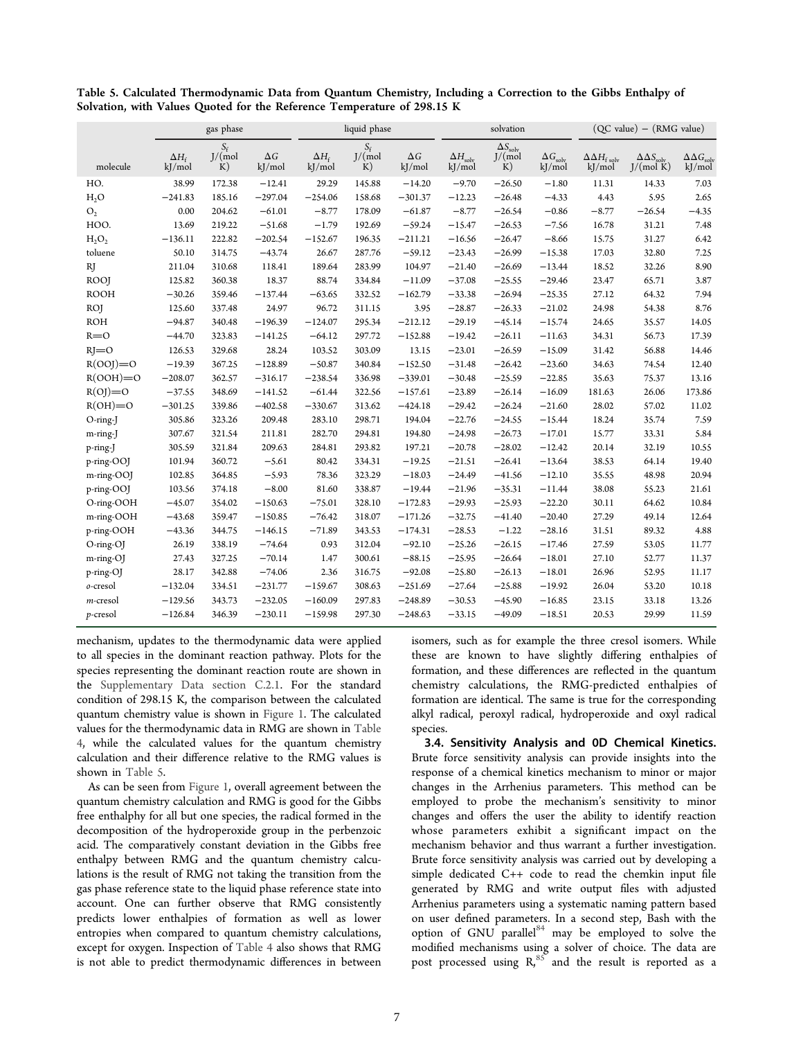**Table 5. Calculated Thermodynamic Data from Quantum Chemistry, Including a Correction to the Gibbs Enthalpy of Solvation, with Values Quoted for the Reference Temperature of 298.15 K**

| | gas phase | | | liquid phase | | | solvation | | | (QC value) − (RMG value) | | |
|---|---|---|---|---|---|---|---|---|---|---|---|---|
| molecule | $\Delta H_f$ kJ/mol | $S_f$ J/(mol K) | $\Delta G$ kJ/mol | $\Delta H_f$ kJ/mol | $S_f$ J/(mol K) | $\Delta G$ kJ/mol | $\Delta H_{solv}$ kJ/mol | $\Delta S_{solv}$ J/(mol K) | $\Delta G_{solv}$ kJ/mol | $\Delta\Delta H_{f\,solv}$ kJ/mol | $\Delta\Delta S_{solv}$ J/(mol K) | $\Delta\Delta G_{solv}$ kJ/mol |
| HO. | 38.99 | 172.38 | −12.41 | 29.29 | 145.88 | −14.20 | −9.70 | −26.50 | −1.80 | 11.31 | 14.33 | 7.03 |
| $H_2O$ | −241.83 | 185.16 | −297.04 | −254.06 | 158.68 | −301.37 | −12.23 | −26.48 | −4.33 | 4.43 | 5.95 | 2.65 |
| $O_2$ | 0.00 | 204.62 | −61.01 | −8.77 | 178.09 | −61.87 | −8.77 | −26.54 | −0.86 | −8.77 | −26.54 | −4.35 |
| HOO. | 13.69 | 219.22 | −51.68 | −1.79 | 192.69 | −59.24 | −15.47 | −26.53 | −7.56 | 16.78 | 31.21 | 7.48 |
| $H_2O_2$ | −136.11 | 222.82 | −202.54 | −152.67 | 196.35 | −211.21 | −16.56 | −26.47 | −8.66 | 15.75 | 31.27 | 6.42 |
| toluene | 50.10 | 314.75 | −43.74 | 26.67 | 287.76 | −59.12 | −23.43 | −26.99 | −15.38 | 17.03 | 32.80 | 7.25 |
| RJ | 211.04 | 310.68 | 118.41 | 189.64 | 283.99 | 104.97 | −21.40 | −26.69 | −13.44 | 18.52 | 32.26 | 8.90 |
| ROOJ | 125.82 | 360.38 | 18.37 | 88.74 | 334.84 | −11.09 | −37.08 | −25.55 | −29.46 | 23.47 | 65.71 | 3.87 |
| ROOH | −30.26 | 359.46 | −137.44 | −63.65 | 332.52 | −162.79 | −33.38 | −26.94 | −25.35 | 27.12 | 64.32 | 7.94 |
| ROJ | 125.60 | 337.48 | 24.97 | 96.72 | 311.15 | 3.95 | −28.87 | −26.33 | −21.02 | 24.98 | 54.38 | 8.76 |
| ROH | −94.87 | 340.48 | −196.39 | −124.07 | 295.34 | −212.12 | −29.19 | −45.14 | −15.74 | 24.65 | 35.57 | 14.05 |
| R=O | −44.70 | 323.83 | −141.25 | −64.12 | 297.72 | −152.88 | −19.42 | −26.11 | −11.63 | 34.31 | 56.73 | 17.39 |
| RJ=O | 126.53 | 329.68 | 28.24 | 103.52 | 303.09 | 13.15 | −23.01 | −26.59 | −15.09 | 31.42 | 56.88 | 14.46 |
| R(OOJ)=O | −19.39 | 367.25 | −128.89 | −50.87 | 340.84 | −152.50 | −31.48 | −26.42 | −23.60 | 34.63 | 74.54 | 12.40 |
| R(OOH)=O | −208.07 | 362.57 | −316.17 | −238.54 | 336.98 | −339.01 | −30.48 | −25.59 | −22.85 | 35.63 | 75.37 | 13.16 |
| R(OJ)=O | −37.55 | 348.69 | −141.52 | −61.44 | 322.56 | −157.61 | −23.89 | −26.14 | −16.09 | 181.63 | 26.06 | 173.86 |
| R(OH)=O | −301.25 | 339.86 | −402.58 | −330.67 | 313.62 | −424.18 | −29.42 | −26.24 | −21.60 | 28.02 | 57.02 | 11.02 |
| O-ring-J | 305.86 | 323.26 | 209.48 | 283.10 | 298.71 | 194.04 | −22.76 | −24.55 | −15.44 | 18.24 | 35.74 | 7.59 |
| m-ring-J | 307.67 | 321.54 | 211.81 | 282.70 | 294.81 | 194.80 | −24.98 | −26.73 | −17.01 | 15.77 | 33.31 | 5.84 |
| p-ring-J | 305.59 | 321.84 | 209.63 | 284.81 | 293.82 | 197.21 | −20.78 | −28.02 | −12.42 | 20.14 | 32.19 | 10.55 |
| p-ring-OOJ | 101.94 | 360.72 | −5.61 | 80.42 | 334.31 | −19.25 | −21.51 | −26.41 | −13.64 | 38.53 | 64.14 | 19.40 |
| m-ring-OOJ | 102.85 | 364.85 | −5.93 | 78.36 | 323.29 | −18.03 | −24.49 | −41.56 | −12.10 | 35.55 | 48.98 | 20.94 |
| p-ring-OOJ | 103.56 | 374.18 | −8.00 | 81.60 | 338.87 | −19.44 | −21.96 | −35.31 | −11.44 | 38.08 | 55.23 | 21.61 |
| O-ring-OOH | −45.07 | 354.02 | −150.63 | −75.01 | 328.10 | −172.83 | −29.93 | −25.93 | −22.20 | 30.11 | 64.62 | 10.84 |
| m-ring-OOH | −43.68 | 359.47 | −150.85 | −76.42 | 318.07 | −171.26 | −32.75 | −41.40 | −20.40 | 27.29 | 49.14 | 12.64 |
| p-ring-OOH | −43.36 | 344.75 | −146.15 | −71.89 | 343.53 | −174.31 | −28.53 | −1.22 | −28.16 | 31.51 | 89.32 | 4.88 |
| O-ring-OJ | 26.19 | 338.19 | −74.64 | 0.93 | 312.04 | −92.10 | −25.26 | −26.15 | −17.46 | 27.59 | 53.05 | 11.77 |
| m-ring-OJ | 27.43 | 327.25 | −70.14 | 1.47 | 300.61 | −88.15 | −25.95 | −26.64 | −18.01 | 27.10 | 52.77 | 11.37 |
| p-ring-OJ | 28.17 | 342.88 | −74.06 | 2.36 | 316.75 | −92.08 | −25.80 | −26.13 | −18.01 | 26.96 | 52.95 | 11.17 |
| *o*-cresol | −132.04 | 334.51 | −231.77 | −159.67 | 308.63 | −251.69 | −27.64 | −25.88 | −19.92 | 26.04 | 53.20 | 10.18 |
| *m*-cresol | −129.56 | 343.73 | −232.05 | −160.09 | 297.83 | −248.89 | −30.53 | −45.90 | −16.85 | 23.15 | 33.18 | 13.26 |
| *p*-cresol | −126.84 | 346.39 | −230.11 | −159.98 | 297.30 | −248.63 | −33.15 | −49.09 | −18.51 | 20.53 | 29.99 | 11.59 |

mechanism, updates to the thermodynamic data were applied to all species in the dominant reaction pathway. Plots for the species representing the dominant reaction route are shown in the Supplementary Data section C.2.1. For the standard condition of 298.15 K, the comparison between the calculated quantum chemistry value is shown in Figure 1. The calculated values for the thermodynamic data in RMG are shown in Table 4, while the calculated values for the quantum chemistry calculation and their difference relative to the RMG values is shown in Table 5.

As can be seen from Figure 1, overall agreement between the quantum chemistry calculation and RMG is good for the Gibbs free enthalpy for all but one species, the radical formed in the decomposition of the hydroperoxide group in the perbenzoic acid. The comparatively constant deviation in the Gibbs free enthalpy between RMG and the quantum chemistry calculations is the result of RMG not taking the transition from the gas phase reference state to the liquid phase reference state into account. One can further observe that RMG consistently predicts lower enthalpies of formation as well as lower entropies when compared to quantum chemistry calculations, except for oxygen. Inspection of Table 4 also shows that RMG is not able to predict thermodynamic differences in between isomers, such as for example the three cresol isomers. While these are known to have slightly differing enthalpies of formation, and these differences are reflected in the quantum chemistry calculations, the RMG-predicted enthalpies of formation are identical. The same is true for the corresponding alkyl radical, peroxyl radical, hydroperoxide and oxyl radical species.

### 3.4. Sensitivity Analysis and 0D Chemical Kinetics.

Brute force sensitivity analysis can provide insights into the response of a chemical kinetics mechanism to minor or major changes in the Arrhenius parameters. This method can be employed to probe the mechanism's sensitivity to minor changes and offers the user the ability to identify reaction whose parameters exhibit a significant impact on the mechanism behavior and thus warrant a further investigation. Brute force sensitivity analysis was carried out by developing a simple dedicated C++ code to read the chemkin input file generated by RMG and write output files with adjusted Arrhenius parameters using a systematic naming pattern based on user defined parameters. In a second step, Bash with the option of GNU parallel[84] may be employed to solve the modified mechanisms using a solver of choice. The data are post processed using R,[85] and the result is reported as a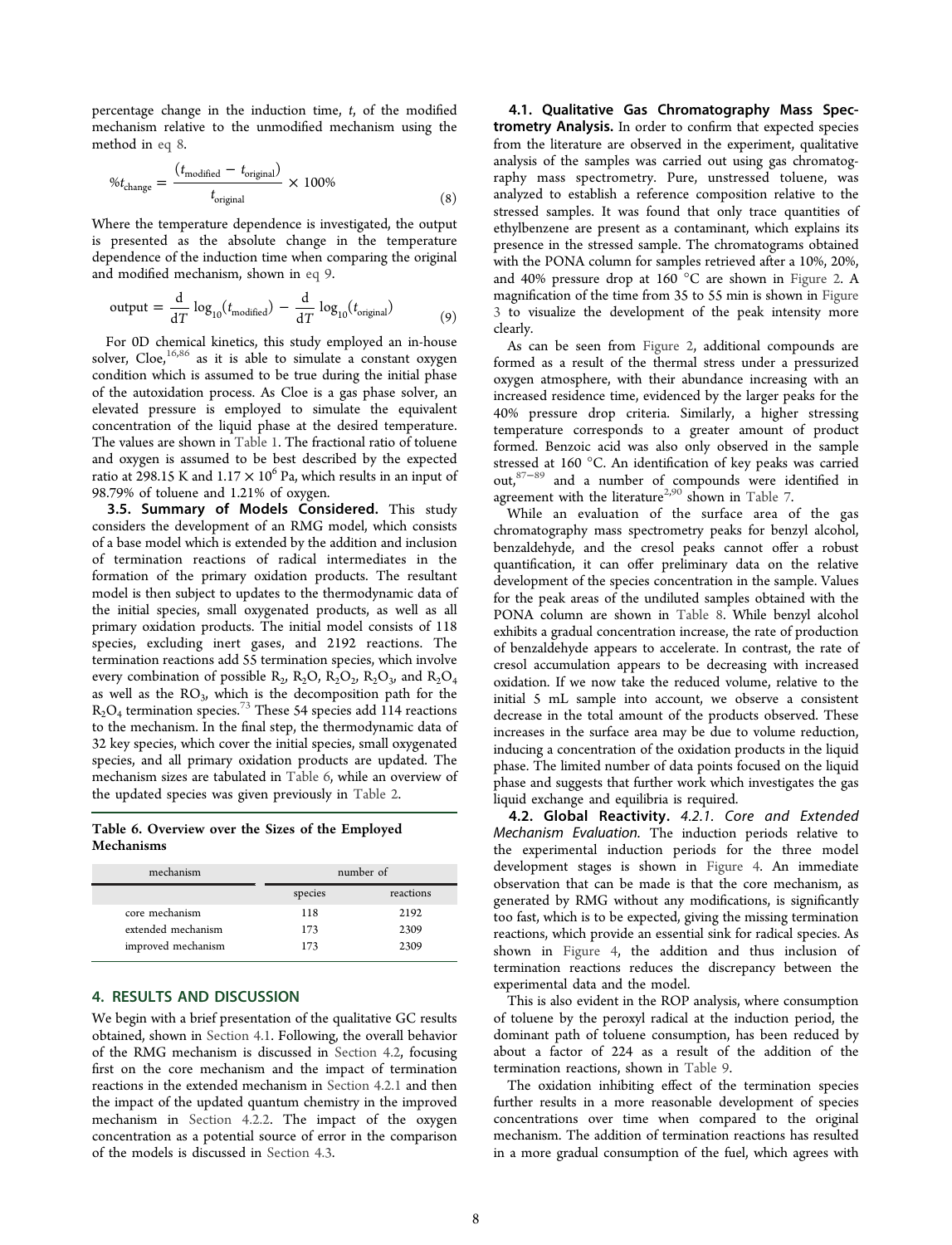percentage change in the induction time, $t$, of the modified mechanism relative to the unmodified mechanism using the method in eq 8.

$$\%t_{\text{change}} = \frac{(t_{\text{modified}} - t_{\text{original}})}{t_{\text{original}}} \times 100\% \tag{8}$$

Where the temperature dependence is investigated, the output is presented as the absolute change in the temperature dependence of the induction time when comparing the original and modified mechanism, shown in eq 9.

$$\text{output} = \frac{\mathrm{d}}{\mathrm{d}T} \log_{10}(t_{\text{modified}}) - \frac{\mathrm{d}}{\mathrm{d}T} \log_{10}(t_{\text{original}}) \tag{9}$$

For 0D chemical kinetics, this study employed an in-house solver, Cloe,[16,86] as it is able to simulate a constant oxygen condition which is assumed to be true during the initial phase of the autoxidation process. As Cloe is a gas phase solver, an elevated pressure is employed to simulate the equivalent concentration of the liquid phase at the desired temperature. The values are shown in Table 1. The fractional ratio of toluene and oxygen is assumed to be best described by the expected ratio at 298.15 K and $1.17 \times 10^6$ Pa, which results in an input of 98.79% of toluene and 1.21% of oxygen.

**3.5. Summary of Models Considered.** This study considers the development of an RMG model, which consists of a base model which is extended by the addition and inclusion of termination reactions of radical intermediates in the formation of the primary oxidation products. The resultant model is then subject to updates to the thermodynamic data of the initial species, small oxygenated products, as well as all primary oxidation products. The initial model consists of 118 species, excluding inert gases, and 2192 reactions. The termination reactions add 55 termination species, which involve every combination of possible $R_2$, $R_2O$, $R_2O_2$, $R_2O_3$, and $R_2O_4$ as well as the $RO_3$, which is the decomposition path for the $R_2O_4$ termination species.[73] These 54 species add 114 reactions to the mechanism. In the final step, the thermodynamic data of 32 key species, which cover the initial species, small oxygenated species, and all primary oxidation products are updated. The mechanism sizes are tabulated in Table 6, while an overview of the updated species was given previously in Table 2.

**Table 6. Overview over the Sizes of the Employed Mechanisms**

| mechanism | number of | |
|---|---|---|
| | species | reactions |
| core mechanism | 118 | 2192 |
| extended mechanism | 173 | 2309 |
| improved mechanism | 173 | 2309 |

## 4. RESULTS AND DISCUSSION

We begin with a brief presentation of the qualitative GC results obtained, shown in Section 4.1. Following, the overall behavior of the RMG mechanism is discussed in Section 4.2, focusing first on the core mechanism and the impact of termination reactions in the extended mechanism in Section 4.2.1 and then the impact of the updated quantum chemistry in the improved mechanism in Section 4.2.2. The impact of the oxygen concentration as a potential source of error in the comparison of the models is discussed in Section 4.3.

**4.1. Qualitative Gas Chromatography Mass Spectrometry Analysis.** In order to confirm that expected species from the literature are observed in the experiment, qualitative analysis of the samples was carried out using gas chromatography mass spectrometry. Pure, unstressed toluene, was analyzed to establish a reference composition relative to the stressed samples. It was found that only trace quantities of ethylbenzene are present as a contaminant, which explains its presence in the stressed sample. The chromatograms obtained with the PONA column for samples retrieved after a 10%, 20%, and 40% pressure drop at 160 °C are shown in Figure 2. A magnification of the time from 35 to 55 min is shown in Figure 3 to visualize the development of the peak intensity more clearly.

As can be seen from Figure 2, additional compounds are formed as a result of the thermal stress under a pressurized oxygen atmosphere, with their abundance increasing with an increased residence time, evidenced by the larger peaks for the 40% pressure drop criteria. Similarly, a higher stressing temperature corresponds to a greater amount of product formed. Benzoic acid was also only observed in the sample stressed at 160 °C. An identification of key peaks was carried out,[87−89] and a number of compounds were identified in agreement with the literature[2,90] shown in Table 7.

While an evaluation of the surface area of the gas chromatography mass spectrometry peaks for benzyl alcohol, benzaldehyde, and the cresol peaks cannot offer a robust quantification, it can offer preliminary data on the relative development of the species concentration in the sample. Values for the peak areas of the undiluted samples obtained with the PONA column are shown in Table 8. While benzyl alcohol exhibits a gradual concentration increase, the rate of production of benzaldehyde appears to accelerate. In contrast, the rate of cresol accumulation appears to be decreasing with increased oxidation. If we now take the reduced volume, relative to the initial 5 mL sample into account, we observe a consistent decrease in the total amount of the products observed. These increases in the surface area may be due to volume reduction, inducing a concentration of the oxidation products in the liquid phase. The limited number of data points focused on the liquid phase and suggests that further work which investigates the gas liquid exchange and equilibria is required.

**4.2. Global Reactivity.** *4.2.1. Core and Extended Mechanism Evaluation.* The induction periods relative to the experimental induction periods for the three model development stages is shown in Figure 4. An immediate observation that can be made is that the core mechanism, as generated by RMG without any modifications, is significantly too fast, which is to be expected, giving the missing termination reactions, which provide an essential sink for radical species. As shown in Figure 4, the addition and thus inclusion of termination reactions reduces the discrepancy between the experimental data and the model.

This is also evident in the ROP analysis, where consumption of toluene by the peroxyl radical at the induction period, the dominant path of toluene consumption, has been reduced by about a factor of 224 as a result of the addition of the termination reactions, shown in Table 9.

The oxidation inhibiting effect of the termination species further results in a more reasonable development of species concentrations over time when compared to the original mechanism. The addition of termination reactions has resulted in a more gradual consumption of the fuel, which agrees with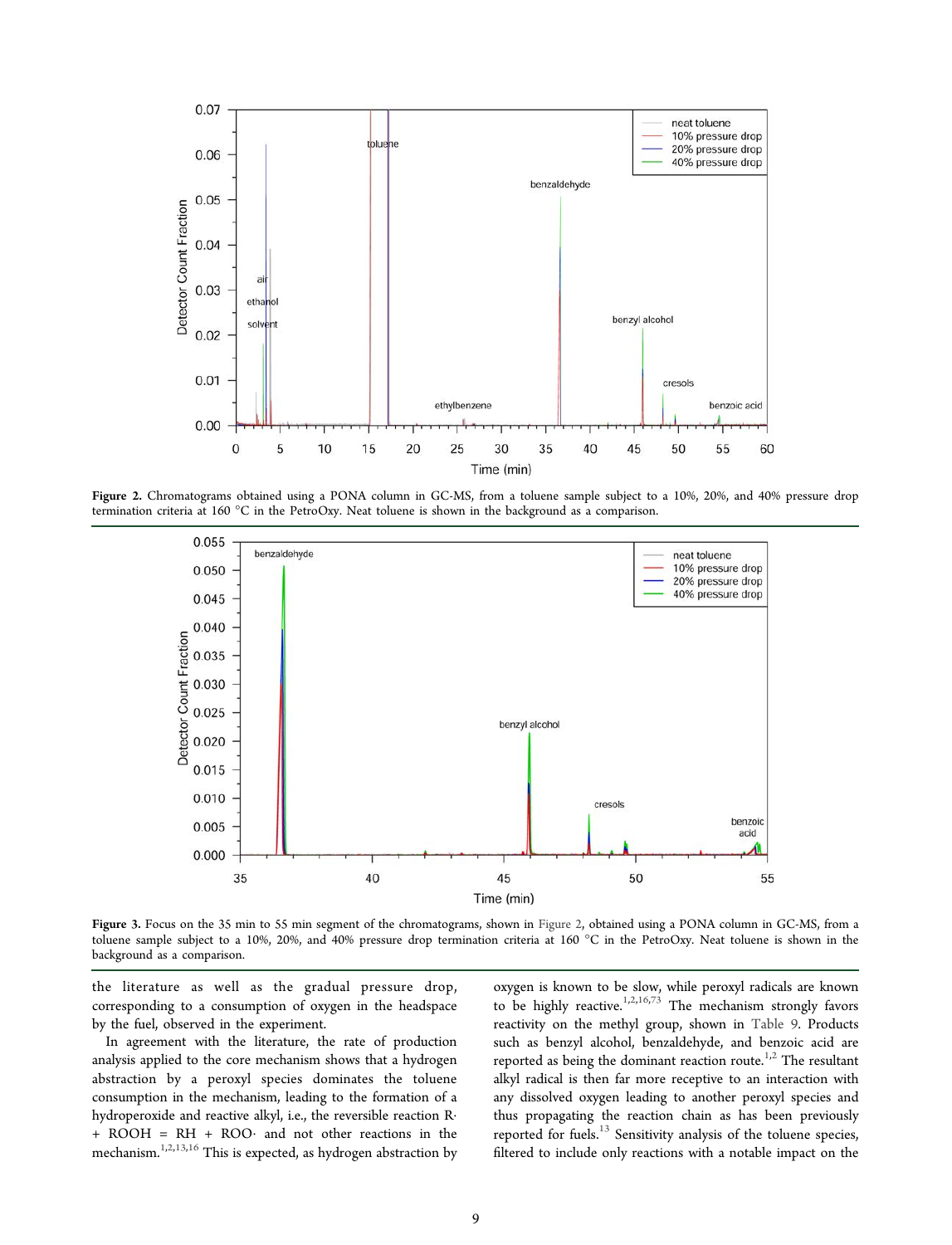Figure 2. Chromatograms obtained using a PONA column in GC-MS, from a toluene sample subject to a 10%, 20%, and 40% pressure drop termination criteria at 160 °C in the PetroOxy. Neat toluene is shown in the background as a comparison.

Figure 3. Focus on the 35 min to 55 min segment of the chromatograms, shown in Figure 2, obtained using a PONA column in GC-MS, from a toluene sample subject to a 10%, 20%, and 40% pressure drop termination criteria at 160 °C in the PetroOxy. Neat toluene is shown in the background as a comparison.

the literature as well as the gradual pressure drop, corresponding to a consumption of oxygen in the headspace by the fuel, observed in the experiment.

In agreement with the literature, the rate of production analysis applied to the core mechanism shows that a hydrogen abstraction by a peroxyl species dominates the toluene consumption in the mechanism, leading to the formation of a hydroperoxide and reactive alkyl, i.e., the reversible reaction R· + ROOH = RH + ROO· and not other reactions in the mechanism.[1,2,13,16] This is expected, as hydrogen abstraction by oxygen is known to be slow, while peroxyl radicals are known to be highly reactive.[1,2,16,73] The mechanism strongly favors reactivity on the methyl group, shown in Table 9. Products such as benzyl alcohol, benzaldehyde, and benzoic acid are reported as being the dominant reaction route.[1,2] The resultant alkyl radical is then far more receptive to an interaction with any dissolved oxygen leading to another peroxyl species and thus propagating the reaction chain as has been previously reported for fuels.[13] Sensitivity analysis of the toluene species, filtered to include only reactions with a notable impact on the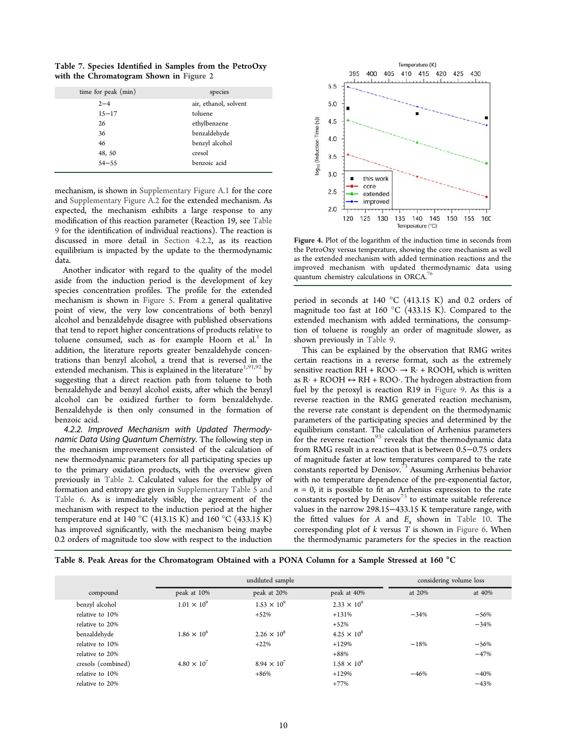**Table 7. Species Identified in Samples from the PetroOxy with the Chromatogram Shown in Figure 2**

| time for peak (min) | species |
|---|---|
| 2−4 | air, ethanol, solvent |
| 15−17 | toluene |
| 26 | ethylbenzene |
| 36 | benzaldehyde |
| 46 | benzyl alcohol |
| 48, 50 | cresol |
| 54−55 | benzoic acid |

mechanism, is shown in Supplementary Figure A.1 for the core and Supplementary Figure A.2 for the extended mechanism. As expected, the mechanism exhibits a large response to any modification of this reaction parameter (Reaction 19, see Table 9 for the identification of individual reactions). The reaction is discussed in more detail in Section 4.2.2, as its reaction equilibrium is impacted by the update to the thermodynamic data.

Another indicator with regard to the quality of the model aside from the induction period is the development of key species concentration profiles. The profile for the extended mechanism is shown in Figure 5. From a general qualitative point of view, the very low concentrations of both benzyl alcohol and benzaldehyde disagree with published observations that tend to report higher concentrations of products relative to toluene consumed, such as for example Hoorn et al.[1] In addition, the literature reports greater benzaldehyde concentrations than benzyl alcohol, a trend that is reversed in the extended mechanism. This is explained in the literature[1,91,92] by suggesting that a direct reaction path from toluene to both benzaldehyde and benzyl alcohol exists, after which the benzyl alcohol can be oxidized further to form benzaldehyde. Benzaldehyde is then only consumed in the formation of benzoic acid.

*4.2.2. Improved Mechanism with Updated Thermodynamic Data Using Quantum Chemistry.* The following step in the mechanism improvement consisted of the calculation of new thermodynamic parameters for all participating species up to the primary oxidation products, with the overview given previously in Table 2. Calculated values for the enthalpy of formation and entropy are given in Supplementary Table 5 and Table 6. As is immediately visible, the agreement of the mechanism with respect to the induction period at the higher temperature end at 140 °C (413.15 K) and 160 °C (433.15 K) has improved significantly, with the mechanism being maybe 0.2 orders of magnitude too slow with respect to the induction period in seconds at 140 °C (413.15 K) and 0.2 orders of magnitude too fast at 160 °C (433.15 K). Compared to the extended mechanism with added terminations, the consumption of toluene is roughly an order of magnitude slower, as shown previously in Table 9.

Figure 4. Plot of the logarithm of the induction time in seconds from the PetroOxy versus temperature, showing the core mechanism as well as the extended mechanism with added termination reactions and the improved mechanism with updated thermodynamic data using quantum chemistry calculations in ORCA.[76]

This can be explained by the observation that RMG writes certain reactions in a reverse format, such as the extremely sensitive reaction RH + ROO· → R· + ROOH, which is written as R· + ROOH ↔ RH + ROO·. The hydrogen abstraction from fuel by the peroxyl is reaction R19 in Figure 9. As this is a reverse reaction in the RMG generated reaction mechanism, the reverse rate constant is dependent on the thermodynamic parameters of the participating species and determined by the equilibrium constant. The calculation of Arrhenius parameters for the reverse reaction[93] reveals that the thermodynamic data from RMG result in a reaction that is between 0.5−0.75 orders of magnitude faster at low temperatures compared to the rate constants reported by Denisov.[73] Assuming Arrhenius behavior with no temperature dependence of the pre-exponential factor, $n = 0$, it is possible to fit an Arrhenius expression to the rate constants reported by Denisov[73] to estimate suitable reference values in the narrow 298.15−433.15 K temperature range, with the fitted values for $A$ and $E_a$ shown in Table 10. The corresponding plot of $k$ versus $T$ is shown in Figure 6. When the thermodynamic parameters for the species in the reaction

**Table 8. Peak Areas for the Chromatogram Obtained with a PONA Column for a Sample Stressed at 160 °C**

| | undiluted sample | | | considering volume loss | |
|---|---|---|---|---|---|
| compound | peak at 10% | peak at 20% | peak at 40% | at 20% | at 40% |
| benzyl alcohol | $1.01 \times 10^9$ | $1.53 \times 10^9$ | $2.33 \times 10^9$ | | |
| relative to 10% | | +52% | +131% | −34% | −56% |
| relative to 20% | | | +52% | | −34% |
| benzaldehyde | $1.86 \times 10^8$ | $2.26 \times 10^8$ | $4.25 \times 10^8$ | | |
| relative to 10% | | +22% | +129% | −18% | −56% |
| relative to 20% | | | +88% | | −47% |
| cresols (combined) | $4.80 \times 10^7$ | $8.94 \times 10^7$ | $1.58 \times 10^8$ | | |
| relative to 10% | | +86% | +129% | −46% | −40% |
| relative to 20% | | | +77% | | −43% |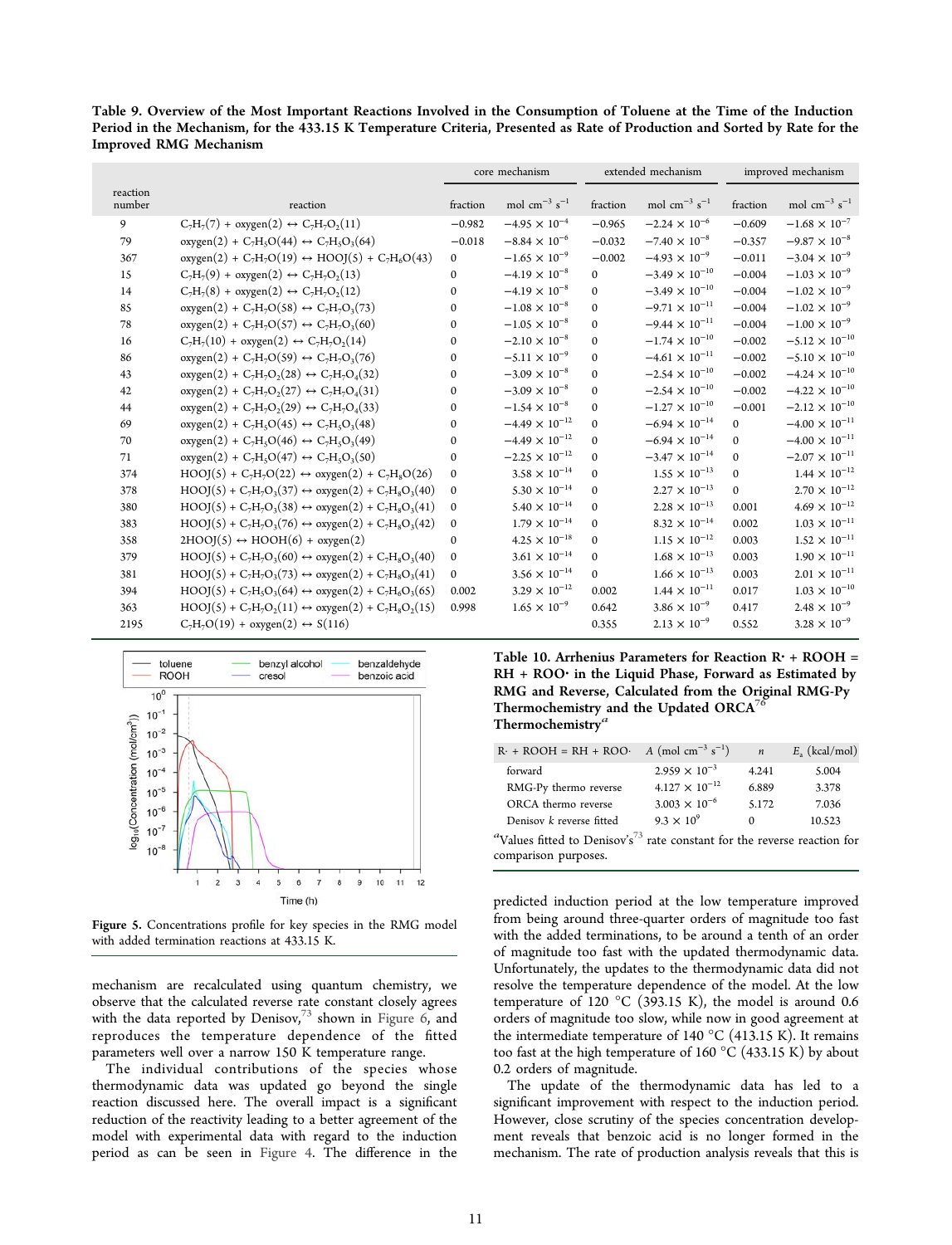**Table 9. Overview of the Most Important Reactions Involved in the Consumption of Toluene at the Time of the Induction Period in the Mechanism, for the 433.15 K Temperature Criteria, Presented as Rate of Production and Sorted by Rate for the Improved RMG Mechanism**

| | | core mechanism | | extended mechanism | | improved mechanism | |
|---|---|---|---|---|---|---|---|
| reaction number | reaction | fraction | mol cm$^{-3}$ s$^{-1}$ | fraction | mol cm$^{-3}$ s$^{-1}$ | fraction | mol cm$^{-3}$ s$^{-1}$ |
| 9 | $C_7H_7(7)$ + oxygen(2) ↔ $C_7H_7O_2(11)$ | −0.982 | $-4.95 \times 10^{-4}$ | −0.965 | $-2.24 \times 10^{-6}$ | −0.609 | $-1.68 \times 10^{-7}$ |
| 79 | oxygen(2) + $C_7H_5O(44)$ ↔ $C_7H_5O_3(64)$ | −0.018 | $-8.84 \times 10^{-6}$ | −0.032 | $-7.40 \times 10^{-8}$ | −0.357 | $-9.87 \times 10^{-8}$ |
| 367 | oxygen(2) + $C_7H_7O(19)$ ↔ HOOJ(5) + $C_7H_6O(43)$ | 0 | $-1.65 \times 10^{-9}$ | −0.002 | $-4.93 \times 10^{-9}$ | −0.011 | $-3.04 \times 10^{-9}$ |
| 15 | $C_7H_7(9)$ + oxygen(2) ↔ $C_7H_7O_2(13)$ | 0 | $-4.19 \times 10^{-8}$ | 0 | $-3.49 \times 10^{-10}$ | −0.004 | $-1.03 \times 10^{-9}$ |
| 14 | $C_7H_7(8)$ + oxygen(2) ↔ $C_7H_7O_2(12)$ | 0 | $-4.19 \times 10^{-8}$ | 0 | $-3.49 \times 10^{-10}$ | −0.004 | $-1.02 \times 10^{-9}$ |
| 85 | oxygen(2) + $C_7H_7O(58)$ ↔ $C_7H_7O_3(73)$ | 0 | $-1.08 \times 10^{-8}$ | 0 | $-9.71 \times 10^{-11}$ | −0.004 | $-1.02 \times 10^{-9}$ |
| 78 | oxygen(2) + $C_7H_7O(57)$ ↔ $C_7H_7O_3(60)$ | 0 | $-1.05 \times 10^{-8}$ | 0 | $-9.44 \times 10^{-11}$ | −0.004 | $-1.00 \times 10^{-9}$ |
| 16 | $C_7H_7(10)$ + oxygen(2) ↔ $C_7H_7O_2(14)$ | 0 | $-2.10 \times 10^{-8}$ | 0 | $-1.74 \times 10^{-10}$ | −0.002 | $-5.12 \times 10^{-10}$ |
| 86 | oxygen(2) + $C_7H_7O(59)$ ↔ $C_7H_7O_3(76)$ | 0 | $-5.11 \times 10^{-9}$ | 0 | $-4.61 \times 10^{-11}$ | −0.002 | $-5.10 \times 10^{-10}$ |
| 43 | oxygen(2) + $C_7H_7O_2(28)$ ↔ $C_7H_7O_4(32)$ | 0 | $-3.09 \times 10^{-8}$ | 0 | $-2.54 \times 10^{-10}$ | −0.002 | $-4.24 \times 10^{-10}$ |
| 42 | oxygen(2) + $C_7H_7O_2(27)$ ↔ $C_7H_7O_4(31)$ | 0 | $-3.09 \times 10^{-8}$ | 0 | $-2.54 \times 10^{-10}$ | −0.002 | $-4.22 \times 10^{-10}$ |
| 44 | oxygen(2) + $C_7H_7O_2(29)$ ↔ $C_7H_7O_4(33)$ | 0 | $-1.54 \times 10^{-8}$ | 0 | $-1.27 \times 10^{-10}$ | −0.001 | $-2.12 \times 10^{-10}$ |
| 69 | oxygen(2) + $C_7H_5O(45)$ ↔ $C_7H_5O_3(48)$ | 0 | $-4.49 \times 10^{-12}$ | 0 | $-6.94 \times 10^{-14}$ | 0 | $-4.00 \times 10^{-11}$ |
| 70 | oxygen(2) + $C_7H_5O(46)$ ↔ $C_7H_5O_3(49)$ | 0 | $-4.49 \times 10^{-12}$ | 0 | $-6.94 \times 10^{-14}$ | 0 | $-4.00 \times 10^{-11}$ |
| 71 | oxygen(2) + $C_7H_5O(47)$ ↔ $C_7H_5O_3(50)$ | 0 | $-2.25 \times 10^{-12}$ | 0 | $-3.47 \times 10^{-14}$ | 0 | $-2.07 \times 10^{-11}$ |
| 374 | HOOJ(5) + $C_7H_7O(22)$ ↔ oxygen(2) + $C_7H_8O(26)$ | 0 | $3.58 \times 10^{-14}$ | 0 | $1.55 \times 10^{-13}$ | 0 | $1.44 \times 10^{-12}$ |
| 378 | HOOJ(5) + $C_7H_7O_3(37)$ ↔ oxygen(2) + $C_7H_8O_3(40)$ | 0 | $5.30 \times 10^{-14}$ | 0 | $2.27 \times 10^{-13}$ | 0 | $2.70 \times 10^{-12}$ |
| 380 | HOOJ(5) + $C_7H_7O_3(38)$ ↔ oxygen(2) + $C_7H_8O_3(41)$ | 0 | $5.40 \times 10^{-14}$ | 0 | $2.28 \times 10^{-13}$ | 0.001 | $4.69 \times 10^{-12}$ |
| 383 | HOOJ(5) + $C_7H_7O_3(76)$ ↔ oxygen(2) + $C_7H_8O_3(42)$ | 0 | $1.79 \times 10^{-14}$ | 0 | $8.32 \times 10^{-14}$ | 0.002 | $1.03 \times 10^{-11}$ |
| 358 | 2HOOJ(5) ↔ HOOH(6) + oxygen(2) | 0 | $4.25 \times 10^{-18}$ | 0 | $1.15 \times 10^{-12}$ | 0.003 | $1.52 \times 10^{-11}$ |
| 379 | HOOJ(5) + $C_7H_7O_3(60)$ ↔ oxygen(2) + $C_7H_8O_3(40)$ | 0 | $3.61 \times 10^{-14}$ | 0 | $1.68 \times 10^{-13}$ | 0.003 | $1.90 \times 10^{-11}$ |
| 381 | HOOJ(5) + $C_7H_7O_3(73)$ ↔ oxygen(2) + $C_7H_8O_3(41)$ | 0 | $3.56 \times 10^{-14}$ | 0 | $1.66 \times 10^{-13}$ | 0.003 | $2.01 \times 10^{-11}$ |
| 394 | HOOJ(5) + $C_7H_5O_3(64)$ ↔ oxygen(2) + $C_7H_6O_3(65)$ | 0.002 | $3.29 \times 10^{-12}$ | 0.002 | $1.44 \times 10^{-11}$ | 0.017 | $1.03 \times 10^{-10}$ |
| 363 | HOOJ(5) + $C_7H_7O_2(11)$ ↔ oxygen(2) + $C_7H_8O_2(15)$ | 0.998 | $1.65 \times 10^{-9}$ | 0.642 | $3.86 \times 10^{-9}$ | 0.417 | $2.48 \times 10^{-9}$ |
| 2195 | $C_7H_7O(19)$ + oxygen(2) ↔ S(116) | | | 0.355 | $2.13 \times 10^{-9}$ | 0.552 | $3.28 \times 10^{-9}$ |

Figure 5. Concentrations profile for key species in the RMG model with added termination reactions at 433.15 K.

**Table 10. Arrhenius Parameters for Reaction R· + ROOH = RH + ROO· in the Liquid Phase, Forward as Estimated by RMG and Reverse, Calculated from the Original RMG-Py Thermochemistry and the Updated ORCA[76] Thermochemistry[a]**

| R· + ROOH = RH + ROO· | $A$ (mol cm$^{-3}$ s$^{-1}$) | $n$ | $E_a$ (kcal/mol) |
|---|---|---|---|
| forward | $2.959 \times 10^{-3}$ | 4.241 | 5.004 |
| RMG-Py thermo reverse | $4.127 \times 10^{-12}$ | 6.889 | 3.378 |
| ORCA thermo reverse | $3.003 \times 10^{-6}$ | 5.172 | 7.036 |
| Denisov $k$ reverse fitted | $9.3 \times 10^{9}$ | 0 | 10.523 |

[a]Values fitted to Denisov's[73] rate constant for the reverse reaction for comparison purposes.

mechanism are recalculated using quantum chemistry, we observe that the calculated reverse rate constant closely agrees with the data reported by Denisov,[73] shown in Figure 6, and reproduces the temperature dependence of the fitted parameters well over a narrow 150 K temperature range.

The individual contributions of the species whose thermodynamic data was updated go beyond the single reaction discussed here. The overall impact is a significant reduction of the reactivity leading to a better agreement of the model with experimental data with regard to the induction period as can be seen in Figure 4. The difference in the predicted induction period at the low temperature improved from being around three-quarter orders of magnitude too fast with the added terminations, to be around a tenth of an order of magnitude too fast with the updated thermodynamic data. Unfortunately, the updates to the thermodynamic data did not resolve the temperature dependence of the model. At the low temperature of 120 °C (393.15 K), the model is around 0.6 orders of magnitude too slow, while now in good agreement at the intermediate temperature of 140 °C (413.15 K). It remains too fast at the high temperature of 160 °C (433.15 K) by about 0.2 orders of magnitude.

The update of the thermodynamic data has led to a significant improvement with respect to the induction period. However, close scrutiny of the species concentration development reveals that benzoic acid is no longer formed in the mechanism. The rate of production analysis reveals that this is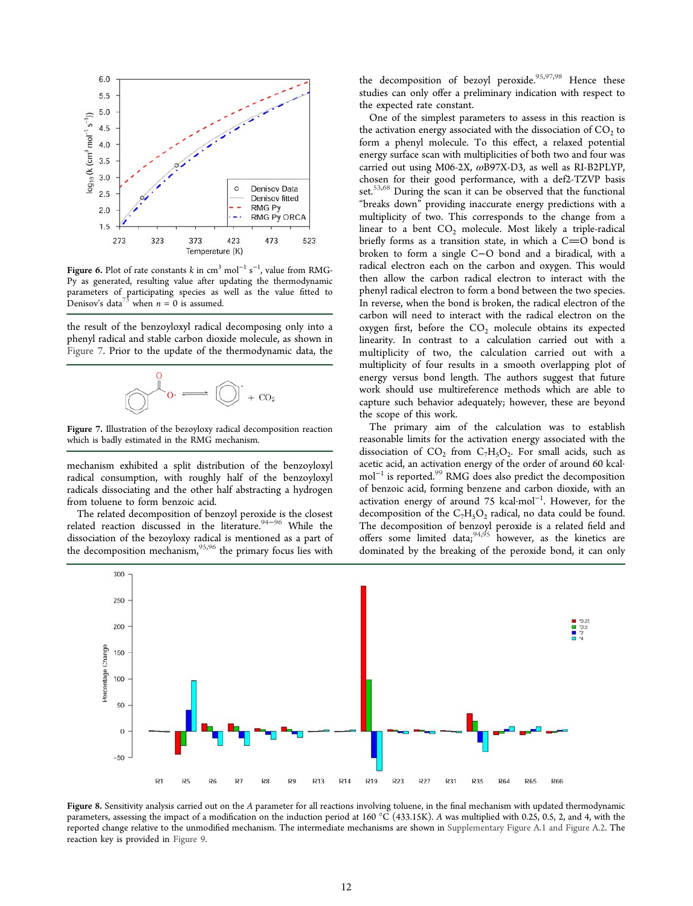Figure 6. Plot of rate constants $k$ in $cm^3\ mol^{-1}\ s^{-1}$, value from RMG-Py as generated, resulting value after updating the thermodynamic parameters of participating species as well as the value fitted to Denisov's data[73] when $n = 0$ is assumed.

the result of the benzoyloxyl radical decomposing only into a phenyl radical and stable carbon dioxide molecule, as shown in Figure 7. Prior to the update of the thermodynamic data, the mechanism exhibited a split distribution of the benzoyloxyl radical consumption, with roughly half of the benzoyloxyl radicals dissociating and the other half abstracting a hydrogen from toluene to form benzoic acid.

Figure 7. Illustration of the bezoyloxy radical decomposition reaction which is badly estimated in the RMG mechanism.

The related decomposition of benzoyl peroxide is the closest related reaction discussed in the literature.[94−96] While the dissociation of the bezoyloxy radical is mentioned as a part of the decomposition mechanism,[95,96] the primary focus lies with the decomposition of bezoyl peroxide.[95,97,98] Hence these studies can only offer a preliminary indication with respect to the expected rate constant.

One of the simplest parameters to assess in this reaction is the activation energy associated with the dissociation of $CO_2$ to form a phenyl molecule. To this effect, a relaxed potential energy surface scan with multiplicities of both two and four was carried out using M06-2X, ωB97X-D3, as well as RI-B2PLYP, chosen for their good performance, with a def2-TZVP basis set.[53,68] During the scan it can be observed that the functional "breaks down" providing inaccurate energy predictions with a multiplicity of two. This corresponds to the change from a linear to a bent $CO_2$ molecule. Most likely a triple-radical briefly forms as a transition state, in which a C=O bond is broken to form a single C−O bond and a biradical, with a radical electron each on the carbon and oxygen. This would then allow the carbon radical electron to interact with the phenyl radical electron to form a bond between the two species. In reverse, when the bond is broken, the radical electron of the carbon will need to interact with the radical electron on the oxygen first, before the $CO_2$ molecule obtains its expected linearity. In contrast to a calculation carried out with a multiplicity of two, the calculation carried out with a multiplicity of four results in a smooth overlapping plot of energy versus bond length. The authors suggest that future work should use multireference methods which are able to capture such behavior adequately; however, these are beyond the scope of this work.

The primary aim of the calculation was to establish reasonable limits for the activation energy associated with the dissociation of $CO_2$ from $C_7H_5O_2$. For small acids, such as acetic acid, an activation energy of the order of around 60 kcal·$mol^{-1}$ is reported.[99] RMG does also predict the decomposition of benzoic acid, forming benzene and carbon dioxide, with an activation energy of around 75 kcal·$mol^{-1}$. However, for the decomposition of the $C_7H_5O_2$ radical, no data could be found. The decomposition of benzoyl peroxide is a related field and offers some limited data;[94,95] however, as the kinetics are dominated by the breaking of the peroxide bond, it can only

Figure 8. Sensitivity analysis carried out on the $A$ parameter for all reactions involving toluene, in the final mechanism with updated thermodynamic parameters, assessing the impact of a modification on the induction period at 160 °C (433.15K). $A$ was multiplied with 0.25, 0.5, 2, and 4, with the reported change relative to the unmodified mechanism. The intermediate mechanisms are shown in Supplementary Figure A.1 and Figure A.2. The reaction key is provided in Figure 9.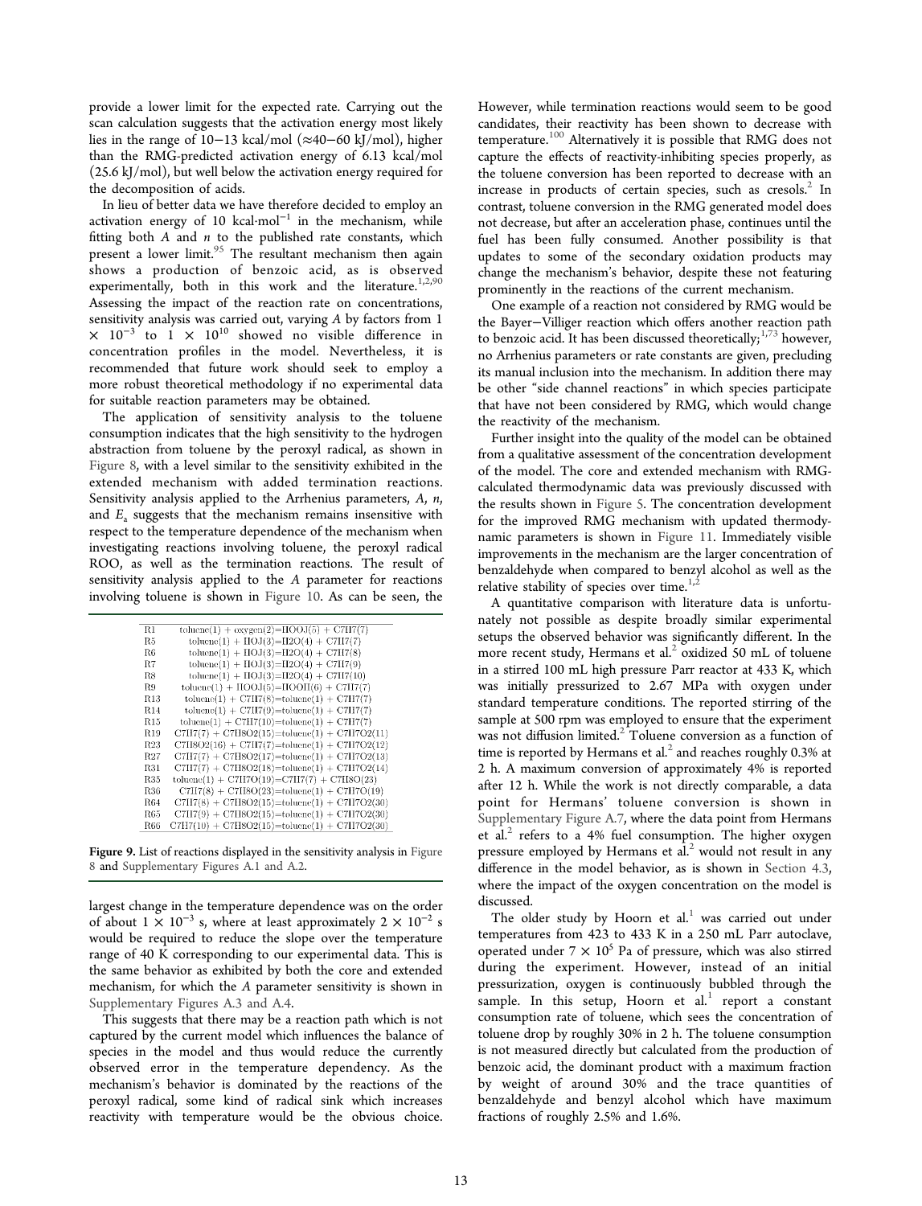provide a lower limit for the expected rate. Carrying out the scan calculation suggests that the activation energy most likely lies in the range of 10−13 kcal/mol (≈40−60 kJ/mol), higher than the RMG-predicted activation energy of 6.13 kcal/mol (25.6 kJ/mol), but well below the activation energy required for the decomposition of acids.

In lieu of better data we have therefore decided to employ an activation energy of 10 kcal·mol$^{-1}$ in the mechanism, while fitting both $A$ and $n$ to the published rate constants, which present a lower limit.[95] The resultant mechanism then again shows a production of benzoic acid, as is observed experimentally, both in this work and the literature.[1,2,90] Assessing the impact of the reaction rate on concentrations, sensitivity analysis was carried out, varying $A$ by factors from $1 \times 10^{-3}$ to $1 \times 10^{10}$ showed no visible difference in concentration profiles in the model. Nevertheless, it is recommended that future work should seek to employ a more robust theoretical methodology if no experimental data for suitable reaction parameters may be obtained.

The application of sensitivity analysis to the toluene consumption indicates that the high sensitivity to the hydrogen abstraction from toluene by the peroxyl radical, as shown in Figure 8, with a level similar to the sensitivity exhibited in the extended mechanism with added termination reactions. Sensitivity analysis applied to the Arrhenius parameters, $A$, $n$, and $E_a$ suggests that the mechanism remains insensitive with respect to the temperature dependence of the mechanism when investigating reactions involving toluene, the peroxyl radical ROO, as well as the termination reactions. The result of sensitivity analysis applied to the $A$ parameter for reactions involving toluene is shown in Figure 10. As can be seen, the

| | |
|---|---|
| R1 | toluene(1) + oxygen(2)=HOOJ(5) + C7H7(7) |
| R5 | toluene(1) + HOJ(3)=H2O(4) + C7H7(7) |
| R6 | toluene(1) + HOJ(3)=H2O(4) + C7H7(8) |
| R7 | toluene(1) + HOJ(3)=H2O(4) + C7H7(9) |
| R8 | toluene(1) + HOJ(3)=H2O(4) + C7H7(10) |
| R9 | toluene(1) + HOOJ(5)=HOOH(6) + C7H7(7) |
| R13 | toluene(1) + C7H7(8)=toluene(1) + C7H7(7) |
| R14 | toluene(1) + C7H7(9)=toluene(1) + C7H7(7) |
| R15 | toluene(1) + C7H7(10)=toluene(1) + C7H7(7) |
| R19 | C7H7(7) + C7H8O2(15)=toluene(1) + C7H7O2(11) |
| R23 | C7H8O2(16) + C7H7(7)=toluene(1) + C7H7O2(12) |
| R27 | C7H7(7) + C7H8O2(17)=toluene(1) + C7H7O2(13) |
| R31 | C7H7(7) + C7H8O2(18)=toluene(1) + C7H7O2(14) |
| R35 | toluene(1) + C7H7O(19)=C7H7(7) + C7H8O(23) |
| R36 | C7H7(8) + C7H8O(23)=toluene(1) + C7H7O(19) |
| R64 | C7H7(8) + C7H8O2(15)=toluene(1) + C7H7O2(30) |
| R65 | C7H7(9) + C7H8O2(15)=toluene(1) + C7H7O2(30) |
| R66 | C7H7(10) + C7H8O2(15)=toluene(1) + C7H7O2(30) |

Figure 9. List of reactions displayed in the sensitivity analysis in Figure 8 and Supplementary Figures A.1 and A.2.

largest change in the temperature dependence was on the order of about $1 \times 10^{-3}$ s, where at least approximately $2 \times 10^{-2}$ s would be required to reduce the slope over the temperature range of 40 K corresponding to our experimental data. This is the same behavior as exhibited by both the core and extended mechanism, for which the $A$ parameter sensitivity is shown in Supplementary Figures A.3 and A.4.

This suggests that there may be a reaction path which is not captured by the current model which influences the balance of species in the model and thus would reduce the currently observed error in the temperature dependency. As the mechanism's behavior is dominated by the reactions of the peroxyl radical, some kind of radical sink which increases reactivity with temperature would be the obvious choice. However, while termination reactions would seem to be good candidates, their reactivity has been shown to decrease with temperature.[100] Alternatively it is possible that RMG does not capture the effects of reactivity-inhibiting species properly, as the toluene conversion has been reported to decrease with an increase in products of certain species, such as cresols.[2] In contrast, toluene conversion in the RMG generated model does not decrease, but after an acceleration phase, continues until the fuel has been fully consumed. Another possibility is that updates to some of the secondary oxidation products may change the mechanism's behavior, despite these not featuring prominently in the reactions of the current mechanism.

One example of a reaction not considered by RMG would be the Bayer−Villiger reaction which offers another reaction path to benzoic acid. It has been discussed theoretically;[1,73] however, no Arrhenius parameters or rate constants are given, precluding its manual inclusion into the mechanism. In addition there may be other "side channel reactions" in which species participate that have not been considered by RMG, which would change the reactivity of the mechanism.

Further insight into the quality of the model can be obtained from a qualitative assessment of the concentration development of the model. The core and extended mechanism with RMG-calculated thermodynamic data was previously discussed with the results shown in Figure 5. The concentration development for the improved RMG mechanism with updated thermodynamic parameters is shown in Figure 11. Immediately visible improvements in the mechanism are the larger concentration of benzaldehyde when compared to benzyl alcohol as well as the relative stability of species over time.[1,2]

A quantitative comparison with literature data is unfortunately not possible as despite broadly similar experimental setups the observed behavior was significantly different. In the more recent study, Hermans et al.[2] oxidized 50 mL of toluene in a stirred 100 mL high pressure Parr reactor at 433 K, which was initially pressurized to 2.67 MPa with oxygen under standard temperature conditions. The reported stirring of the sample at 500 rpm was employed to ensure that the experiment was not diffusion limited.[2] Toluene conversion as a function of time is reported by Hermans et al.[2] and reaches roughly 0.3% at 2 h. A maximum conversion of approximately 4% is reported after 12 h. While the work is not directly comparable, a data point for Hermans' toluene conversion is shown in Supplementary Figure A.7, where the data point from Hermans et al.[2] refers to a 4% fuel consumption. The higher oxygen pressure employed by Hermans et al.[2] would not result in any difference in the model behavior, as is shown in Section 4.3, where the impact of the oxygen concentration on the model is discussed.

The older study by Hoorn et al.[1] was carried out under temperatures from 423 to 433 K in a 250 mL Parr autoclave, operated under $7 \times 10^5$ Pa of pressure, which was also stirred during the experiment. However, instead of an initial pressurization, oxygen is continuously bubbled through the sample. In this setup, Hoorn et al.[1] report a constant consumption rate of toluene, which sees the concentration of toluene drop by roughly 30% in 2 h. The toluene consumption is not measured directly but calculated from the production of benzoic acid, the dominant product with a maximum fraction by weight of around 30% and the trace quantities of benzaldehyde and benzyl alcohol which have maximum fractions of roughly 2.5% and 1.6%.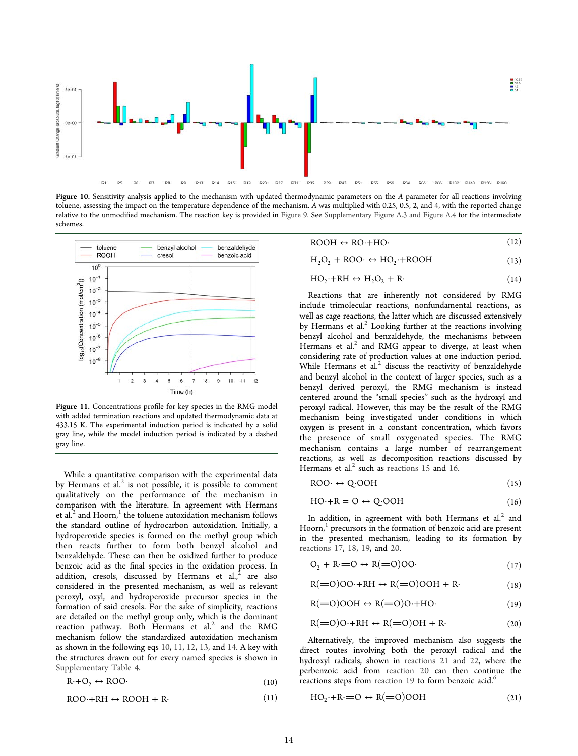Figure 10. Sensitivity analysis applied to the mechanism with updated thermodynamic parameters on the $A$ parameter for all reactions involving toluene, assessing the impact on the temperature dependence of the mechanism. $A$ was multiplied with 0.25, 0.5, 2, and 4, with the reported change relative to the unmodified mechanism. The reaction key is provided in Figure 9. See Supplementary Figure A.3 and Figure A.4 for the intermediate schemes.

Figure 11. Concentrations profile for key species in the RMG model with added termination reactions and updated thermodynamic data at 433.15 K. The experimental induction period is indicated by a solid gray line, while the model induction period is indicated by a dashed gray line.

While a quantitative comparison with the experimental data by Hermans et al.[2] is not possible, it is possible to comment qualitatively on the performance of the mechanism in comparison with the literature. In agreement with Hermans et al.[2] and Hoorn,[1] the toluene autoxidation mechanism follows the standard outline of hydrocarbon autoxidation. Initially, a hydroperoxide species is formed on the methyl group which then reacts further to form both benzyl alcohol and benzaldehyde. These can then be oxidized further to produce benzoic acid as the final species in the oxidation process. In addition, cresols, discussed by Hermans et al.,[2] are also considered in the presented mechanism, as well as relevant peroxyl, oxyl, and hydroperoxide precursor species in the formation of said cresols. For the sake of simplicity, reactions are detailed on the methyl group only, which is the dominant reaction pathway. Both Hermans et al.[2] and the RMG mechanism follow the standardized autoxidation mechanism as shown in the following eqs 10, 11, 12, 13, and 14. A key with the structures drawn out for every named species is shown in Supplementary Table 4.

$$R\cdot + O_2 \leftrightarrow ROO\cdot \tag{10}$$

$$ROO\cdot + RH \leftrightarrow ROOH + R\cdot \tag{11}$$

$$ROOH \leftrightarrow RO\cdot + HO\cdot \tag{12}$$

$$H_2O_2 + ROO\cdot \leftrightarrow HO_2\cdot + ROOH \tag{13}$$

$$HO_2\cdot + RH \leftrightarrow H_2O_2 + R\cdot \tag{14}$$

Reactions that are inherently not considered by RMG include trimolecular reactions, nonfundamental reactions, as well as cage reactions, the latter which are discussed extensively by Hermans et al.[2] Looking further at the reactions involving benzyl alcohol and benzaldehyde, the mechanisms between Hermans et al.[2] and RMG appear to diverge, at least when considering rate of production values at one induction period. While Hermans et al.[2] discuss the reactivity of benzaldehyde and benzyl alcohol in the context of larger species, such as a benzyl derived peroxyl, the RMG mechanism is instead centered around the "small species" such as the hydroxyl and peroxyl radical. However, this may be the result of the RMG mechanism being investigated under conditions in which oxygen is present in a constant concentration, which favors the presence of small oxygenated species. The RMG mechanism contains a large number of rearrangement reactions, as well as decomposition reactions discussed by Hermans et al.[2] such as reactions 15 and 16.

$$ROO\cdot \leftrightarrow Q\cdot OOH \tag{15}$$

$$HO\cdot + R = O \leftrightarrow Q\cdot OOH \tag{16}$$

In addition, in agreement with both Hermans et al.[2] and Hoorn,[1] precursors in the formation of benzoic acid are present in the presented mechanism, leading to its formation by reactions 17, 18, 19, and 20.

$$O_2 + R\cdot{=}O \leftrightarrow R({=}O)OO\cdot \tag{17}$$

$$R({=}O)OO\cdot + RH \leftrightarrow R({=}O)OOH + R\cdot \tag{18}$$

$$R({=}O)OOH \leftrightarrow R({=}O)O\cdot + HO\cdot \tag{19}$$

$$R({=}O)O\cdot + RH \leftrightarrow R({=}O)OH + R\cdot \tag{20}$$

Alternatively, the improved mechanism also suggests the direct routes involving both the peroxyl radical and the hydroxyl radicals, shown in reactions 21 and 22, where the perbenzoic acid from reaction 20 can then continue the reactions steps from reaction 19 to form benzoic acid.[6]

$$HO_2\cdot + R\cdot{=}O \leftrightarrow R({=}O)OOH \tag{21}$$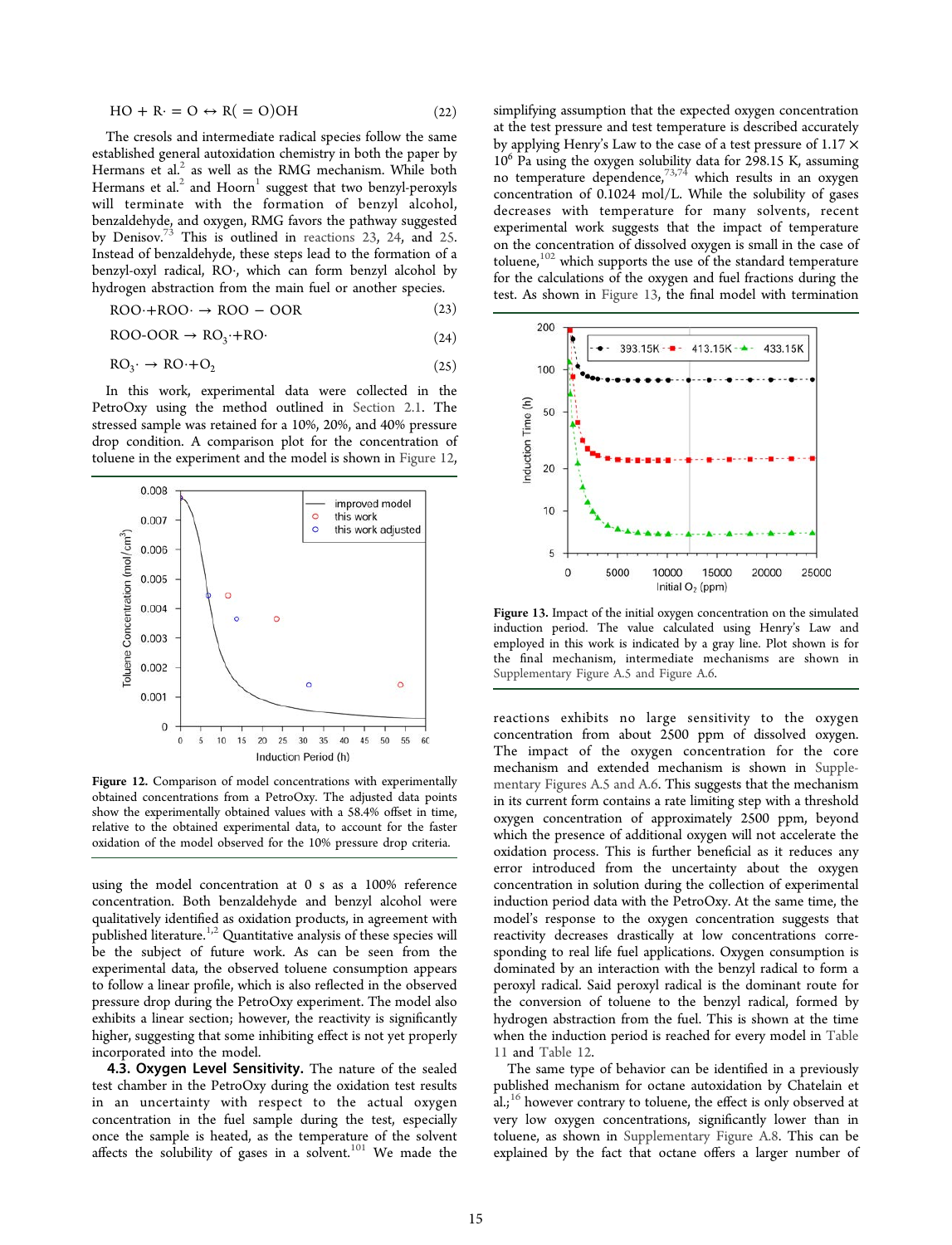$$HO + R\cdot = O \leftrightarrow R(=O)OH \tag{22}$$

The cresols and intermediate radical species follow the same established general autoxidation chemistry in both the paper by Hermans et al.[2] as well as the RMG mechanism. While both Hermans et al.[2] and Hoorn[1] suggest that two benzyl-peroxyls will terminate with the formation of benzyl alcohol, benzaldehyde, and oxygen, RMG favors the pathway suggested by Denisov.[73] This is outlined in reactions 23, 24, and 25. Instead of benzaldehyde, these steps lead to the formation of a benzyl-oxyl radical, RO·, which can form benzyl alcohol by hydrogen abstraction from the main fuel or another species.

$$ROO\cdot + ROO\cdot \rightarrow ROO-OOR \tag{23}$$

$$ROO\text{-}OOR \rightarrow RO_3\cdot + RO\cdot \tag{24}$$

$$RO_3\cdot \rightarrow RO\cdot + O_2 \tag{25}$$

In this work, experimental data were collected in the PetroOxy using the method outlined in Section 2.1. The stressed sample was retained for a 10%, 20%, and 40% pressure drop condition. A comparison plot for the concentration of toluene in the experiment and the model is shown in Figure 12,

Figure 12. Comparison of model concentrations with experimentally obtained concentrations from a PetroOxy. The adjusted data points show the experimentally obtained values with a 58.4% offset in time, relative to the obtained experimental data, to account for the faster oxidation of the model observed for the 10% pressure drop criteria.

using the model concentration at 0 s as a 100% reference concentration. Both benzaldehyde and benzyl alcohol were qualitatively identified as oxidation products, in agreement with published literature.[1,2] Quantitative analysis of these species will be the subject of future work. As can be seen from the experimental data, the observed toluene consumption appears to follow a linear profile, which is also reflected in the observed pressure drop during the PetroOxy experiment. The model also exhibits a linear section; however, the reactivity is significantly higher, suggesting that some inhibiting effect is not yet properly incorporated into the model.

### 4.3. Oxygen Level Sensitivity.

The nature of the sealed test chamber in the PetroOxy during the oxidation test results in an uncertainty with respect to the actual oxygen concentration in the fuel sample during the test, especially once the sample is heated, as the temperature of the solvent affects the solubility of gases in a solvent.[101] We made the simplifying assumption that the expected oxygen concentration at the test pressure and test temperature is described accurately by applying Henry's Law to the case of a test pressure of $1.17 \times 10^6$ Pa using the oxygen solubility data for 298.15 K, assuming no temperature dependence,[73,74] which results in an oxygen concentration of 0.1024 mol/L. While the solubility of gases decreases with temperature for many solvents, recent experimental work suggests that the impact of temperature on the concentration of dissolved oxygen is small in the case of toluene,[102] which supports the use of the standard temperature for the calculations of the oxygen and fuel fractions during the test. As shown in Figure 13, the final model with termination reactions exhibits no large sensitivity to the oxygen concentration from about 2500 ppm of dissolved oxygen. The impact of the oxygen concentration for the core mechanism and extended mechanism is shown in Supplementary Figures A.5 and A.6. This suggests that the mechanism in its current form contains a rate limiting step with a threshold oxygen concentration of approximately 2500 ppm, beyond which the presence of additional oxygen will not accelerate the oxidation process. This is further beneficial as it reduces any error introduced from the uncertainty about the oxygen concentration in solution during the collection of experimental induction period data with the PetroOxy. At the same time, the model's response to the oxygen concentration suggests that reactivity decreases drastically at low concentrations corresponding to real life fuel applications. Oxygen consumption is dominated by an interaction with the benzyl radical to form a peroxyl radical. Said peroxyl radical is the dominant route for the conversion of toluene to the benzyl radical, formed by hydrogen abstraction from the fuel. This is shown at the time when the induction period is reached for every model in Table 11 and Table 12.

Figure 13. Impact of the initial oxygen concentration on the simulated induction period. The value calculated using Henry's Law and employed in this work is indicated by a gray line. Plot shown is for the final mechanism, intermediate mechanisms are shown in Supplementary Figure A.5 and Figure A.6.

The same type of behavior can be identified in a previously published mechanism for octane autoxidation by Chatelain et al.;[16] however contrary to toluene, the effect is only observed at very low oxygen concentrations, significantly lower than in toluene, as shown in Supplementary Figure A.8. This can be explained by the fact that octane offers a larger number of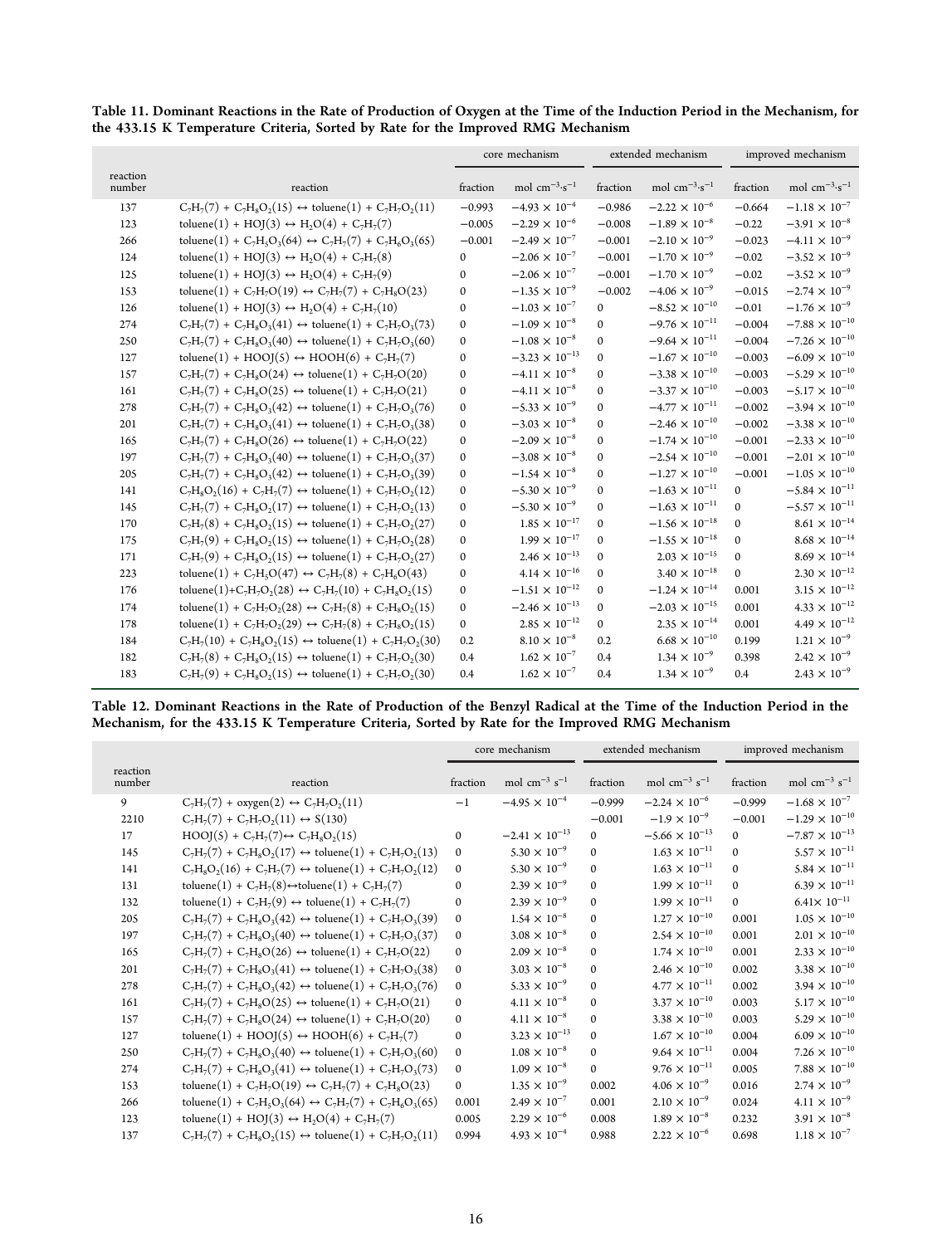**Table 11. Dominant Reactions in the Rate of Production of Oxygen at the Time of the Induction Period in the Mechanism, for the 433.15 K Temperature Criteria, Sorted by Rate for the Improved RMG Mechanism**

| | | core mechanism | | extended mechanism | | improved mechanism | |
|---|---|---|---|---|---|---|---|
| reaction number | reaction | fraction | mol cm$^{-3}$·s$^{-1}$ | fraction | mol cm$^{-3}$·s$^{-1}$ | fraction | mol cm$^{-3}$·s$^{-1}$ |
| 137 | $C_7H_7(7)$ + $C_7H_8O_2(15)$ ↔ toluene(1) + $C_7H_7O_2(11)$ | −0.993 | $-4.93 \times 10^{-4}$ | −0.986 | $-2.22 \times 10^{-6}$ | −0.664 | $-1.18 \times 10^{-7}$ |
| 123 | toluene(1) + HOJ(3) ↔ $H_2O(4)$ + $C_7H_7(7)$ | −0.005 | $-2.29 \times 10^{-6}$ | −0.008 | $-1.89 \times 10^{-8}$ | −0.22 | $-3.91 \times 10^{-8}$ |
| 266 | toluene(1) + $C_7H_5O_3(64)$ ↔ $C_7H_7(7)$ + $C_7H_6O_3(65)$ | −0.001 | $-2.49 \times 10^{-7}$ | −0.001 | $-2.10 \times 10^{-9}$ | −0.023 | $-4.11 \times 10^{-9}$ |
| 124 | toluene(1) + HOJ(3) ↔ $H_2O(4)$ + $C_7H_7(8)$ | 0 | $-2.06 \times 10^{-7}$ | −0.001 | $-1.70 \times 10^{-9}$ | −0.02 | $-3.52 \times 10^{-9}$ |
| 125 | toluene(1) + HOJ(3) ↔ $H_2O(4)$ + $C_7H_7(9)$ | 0 | $-2.06 \times 10^{-7}$ | −0.001 | $-1.70 \times 10^{-9}$ | −0.02 | $-3.52 \times 10^{-9}$ |
| 153 | toluene(1) + $C_7H_7O(19)$ ↔ $C_7H_7(7)$ + $C_7H_8O(23)$ | 0 | $-1.35 \times 10^{-9}$ | −0.002 | $-4.06 \times 10^{-9}$ | −0.015 | $-2.74 \times 10^{-9}$ |
| 126 | toluene(1) + HOJ(3) ↔ $H_2O(4)$ + $C_7H_7(10)$ | 0 | $-1.03 \times 10^{-7}$ | 0 | $-8.52 \times 10^{-10}$ | −0.01 | $-1.76 \times 10^{-9}$ |
| 274 | $C_7H_7(7)$ + $C_7H_8O_3(41)$ ↔ toluene(1) + $C_7H_7O_3(73)$ | 0 | $-1.09 \times 10^{-8}$ | 0 | $-9.76 \times 10^{-11}$ | −0.004 | $-7.88 \times 10^{-10}$ |
| 250 | $C_7H_7(7)$ + $C_7H_8O_3(40)$ ↔ toluene(1) + $C_7H_7O_3(60)$ | 0 | $-1.08 \times 10^{-8}$ | 0 | $-9.64 \times 10^{-11}$ | −0.004 | $-7.26 \times 10^{-10}$ |
| 127 | toluene(1) + HOOJ(5) ↔ HOOH(6) + $C_7H_7(7)$ | 0 | $-3.23 \times 10^{-13}$ | 0 | $-1.67 \times 10^{-10}$ | −0.003 | $-6.09 \times 10^{-10}$ |
| 157 | $C_7H_7(7)$ + $C_7H_8O(24)$ ↔ toluene(1) + $C_7H_7O(20)$ | 0 | $-4.11 \times 10^{-8}$ | 0 | $-3.38 \times 10^{-10}$ | −0.003 | $-5.29 \times 10^{-10}$ |
| 161 | $C_7H_7(7)$ + $C_7H_8O(25)$ ↔ toluene(1) + $C_7H_7O(21)$ | 0 | $-4.11 \times 10^{-8}$ | 0 | $-3.37 \times 10^{-10}$ | −0.003 | $-5.17 \times 10^{-10}$ |
| 278 | $C_7H_7(7)$ + $C_7H_8O_3(42)$ ↔ toluene(1) + $C_7H_7O_3(76)$ | 0 | $-5.33 \times 10^{-9}$ | 0 | $-4.77 \times 10^{-11}$ | −0.002 | $-3.94 \times 10^{-10}$ |
| 201 | $C_7H_7(7)$ + $C_7H_8O_3(41)$ ↔ toluene(1) + $C_7H_7O_3(38)$ | 0 | $-3.03 \times 10^{-8}$ | 0 | $-2.46 \times 10^{-10}$ | −0.002 | $-3.38 \times 10^{-10}$ |
| 165 | $C_7H_7(7)$ + $C_7H_8O(26)$ ↔ toluene(1) + $C_7H_7O(22)$ | 0 | $-2.09 \times 10^{-8}$ | 0 | $-1.74 \times 10^{-10}$ | −0.001 | $-2.33 \times 10^{-10}$ |
| 197 | $C_7H_7(7)$ + $C_7H_8O_3(40)$ ↔ toluene(1) + $C_7H_7O_3(37)$ | 0 | $-3.08 \times 10^{-8}$ | 0 | $-2.54 \times 10^{-10}$ | −0.001 | $-2.01 \times 10^{-10}$ |
| 205 | $C_7H_7(7)$ + $C_7H_8O_3(42)$ ↔ toluene(1) + $C_7H_7O_3(39)$ | 0 | $-1.54 \times 10^{-8}$ | 0 | $-1.27 \times 10^{-10}$ | −0.001 | $-1.05 \times 10^{-10}$ |
| 141 | $C_7H_8O_2(16)$ + $C_7H_7(7)$ ↔ toluene(1) + $C_7H_7O_2(12)$ | 0 | $-5.30 \times 10^{-9}$ | 0 | $-1.63 \times 10^{-11}$ | 0 | $-5.84 \times 10^{-11}$ |
| 145 | $C_7H_7(7)$ + $C_7H_8O_2(17)$ ↔ toluene(1) + $C_7H_7O_2(13)$ | 0 | $-5.30 \times 10^{-9}$ | 0 | $-1.63 \times 10^{-11}$ | 0 | $-5.57 \times 10^{-11}$ |
| 170 | $C_7H_7(8)$ + $C_7H_8O_2(15)$ ↔ toluene(1) + $C_7H_7O_2(27)$ | 0 | $1.85 \times 10^{-17}$ | 0 | $-1.56 \times 10^{-18}$ | 0 | $8.61 \times 10^{-14}$ |
| 175 | $C_7H_7(9)$ + $C_7H_8O_2(15)$ ↔ toluene(1) + $C_7H_7O_2(28)$ | 0 | $1.99 \times 10^{-17}$ | 0 | $-1.55 \times 10^{-18}$ | 0 | $8.68 \times 10^{-14}$ |
| 171 | $C_7H_7(9)$ + $C_7H_8O_2(15)$ ↔ toluene(1) + $C_7H_7O_2(27)$ | 0 | $2.46 \times 10^{-13}$ | 0 | $2.03 \times 10^{-15}$ | 0 | $8.69 \times 10^{-14}$ |
| 223 | toluene(1) + $C_7H_5O(47)$ ↔ $C_7H_7(8)$ + $C_7H_6O(43)$ | 0 | $4.14 \times 10^{-16}$ | 0 | $3.40 \times 10^{-18}$ | 0 | $2.30 \times 10^{-12}$ |
| 176 | toluene(1)+$C_7H_7O_2(28)$ ↔ $C_7H_7(10)$ + $C_7H_8O_2(15)$ | 0 | $-1.51 \times 10^{-12}$ | 0 | $-1.24 \times 10^{-14}$ | 0.001 | $3.15 \times 10^{-12}$ |
| 174 | toluene(1) + $C_7H_7O_2(28)$ ↔ $C_7H_7(8)$ + $C_7H_8O_2(15)$ | 0 | $-2.46 \times 10^{-13}$ | 0 | $-2.03 \times 10^{-15}$ | 0.001 | $4.33 \times 10^{-12}$ |
| 178 | toluene(1) + $C_7H_7O_2(29)$ ↔ $C_7H_7(8)$ + $C_7H_8O_2(15)$ | 0 | $2.85 \times 10^{-12}$ | 0 | $2.35 \times 10^{-14}$ | 0.001 | $4.49 \times 10^{-12}$ |
| 184 | $C_7H_7(10)$ + $C_7H_8O_2(15)$ ↔ toluene(1) + $C_7H_7O_2(30)$ | 0.2 | $8.10 \times 10^{-8}$ | 0.2 | $6.68 \times 10^{-10}$ | 0.199 | $1.21 \times 10^{-9}$ |
| 182 | $C_7H_7(8)$ + $C_7H_8O_2(15)$ ↔ toluene(1) + $C_7H_7O_2(30)$ | 0.4 | $1.62 \times 10^{-7}$ | 0.4 | $1.34 \times 10^{-9}$ | 0.398 | $2.42 \times 10^{-9}$ |
| 183 | $C_7H_7(9)$ + $C_7H_8O_2(15)$ ↔ toluene(1) + $C_7H_7O_2(30)$ | 0.4 | $1.62 \times 10^{-7}$ | 0.4 | $1.34 \times 10^{-9}$ | 0.4 | $2.43 \times 10^{-9}$ |

**Table 12. Dominant Reactions in the Rate of Production of the Benzyl Radical at the Time of the Induction Period in the Mechanism, for the 433.15 K Temperature Criteria, Sorted by Rate for the Improved RMG Mechanism**

| | | core mechanism | | extended mechanism | | improved mechanism | |
|---|---|---|---|---|---|---|---|
| reaction number | reaction | fraction | mol cm$^{-3}$ s$^{-1}$ | fraction | mol cm$^{-3}$ s$^{-1}$ | fraction | mol cm$^{-3}$ s$^{-1}$ |
| 9 | $C_7H_7(7)$ + oxygen(2) ↔ $C_7H_7O_2(11)$ | −1 | $-4.95 \times 10^{-4}$ | −0.999 | $-2.24 \times 10^{-6}$ | −0.999 | $-1.68 \times 10^{-7}$ |
| 2210 | $C_7H_7(7)$ + $C_7H_7O_2(11)$ ↔ S(130) | | | −0.001 | $-1.9 \times 10^{-9}$ | −0.001 | $-1.29 \times 10^{-10}$ |
| 17 | HOOJ(5) + $C_7H_7(7)$↔ $C_7H_8O_2(15)$ | 0 | $-2.41 \times 10^{-13}$ | 0 | $-5.66 \times 10^{-13}$ | 0 | $-7.87 \times 10^{-13}$ |
| 145 | $C_7H_7(7)$ + $C_7H_8O_2(17)$ ↔ toluene(1) + $C_7H_7O_2(13)$ | 0 | $5.30 \times 10^{-9}$ | 0 | $1.63 \times 10^{-11}$ | 0 | $5.57 \times 10^{-11}$ |
| 141 | $C_7H_8O_2(16)$ + $C_7H_7(7)$ ↔ toluene(1) + $C_7H_7O_2(12)$ | 0 | $5.30 \times 10^{-9}$ | 0 | $1.63 \times 10^{-11}$ | 0 | $5.84 \times 10^{-11}$ |
| 131 | toluene(1) + $C_7H_7(8)$↔toluene(1) + $C_7H_7(7)$ | 0 | $2.39 \times 10^{-9}$ | 0 | $1.99 \times 10^{-11}$ | 0 | $6.39 \times 10^{-11}$ |
| 132 | toluene(1) + $C_7H_7(9)$ ↔ toluene(1) + $C_7H_7(7)$ | 0 | $2.39 \times 10^{-9}$ | 0 | $1.99 \times 10^{-11}$ | 0 | $6.41 \times 10^{-11}$ |
| 205 | $C_7H_7(7)$ + $C_7H_8O_3(42)$ ↔ toluene(1) + $C_7H_7O_3(39)$ | 0 | $1.54 \times 10^{-8}$ | 0 | $1.27 \times 10^{-10}$ | 0.001 | $1.05 \times 10^{-10}$ |
| 197 | $C_7H_7(7)$ + $C_7H_8O_3(40)$ ↔ toluene(1) + $C_7H_7O_3(37)$ | 0 | $3.08 \times 10^{-8}$ | 0 | $2.54 \times 10^{-10}$ | 0.001 | $2.01 \times 10^{-10}$ |
| 165 | $C_7H_7(7)$ + $C_7H_8O(26)$ ↔ toluene(1) + $C_7H_7O(22)$ | 0 | $2.09 \times 10^{-8}$ | 0 | $1.74 \times 10^{-10}$ | 0.001 | $2.33 \times 10^{-10}$ |
| 201 | $C_7H_7(7)$ + $C_7H_8O_3(41)$ ↔ toluene(1) + $C_7H_7O_3(38)$ | 0 | $3.03 \times 10^{-8}$ | 0 | $2.46 \times 10^{-10}$ | 0.002 | $3.38 \times 10^{-10}$ |
| 278 | $C_7H_7(7)$ + $C_7H_8O_3(42)$ ↔ toluene(1) + $C_7H_7O_3(76)$ | 0 | $5.33 \times 10^{-9}$ | 0 | $4.77 \times 10^{-11}$ | 0.002 | $3.94 \times 10^{-10}$ |
| 161 | $C_7H_7(7)$ + $C_7H_8O(25)$ ↔ toluene(1) + $C_7H_7O(21)$ | 0 | $4.11 \times 10^{-8}$ | 0 | $3.37 \times 10^{-10}$ | 0.003 | $5.17 \times 10^{-10}$ |
| 157 | $C_7H_7(7)$ + $C_7H_8O(24)$ ↔ toluene(1) + $C_7H_7O(20)$ | 0 | $4.11 \times 10^{-8}$ | 0 | $3.38 \times 10^{-10}$ | 0.003 | $5.29 \times 10^{-10}$ |
| 127 | toluene(1) + HOOJ(5) ↔ HOOH(6) + $C_7H_7(7)$ | 0 | $3.23 \times 10^{-13}$ | 0 | $1.67 \times 10^{-10}$ | 0.004 | $6.09 \times 10^{-10}$ |
| 250 | $C_7H_7(7)$ + $C_7H_8O_3(40)$ ↔ toluene(1) + $C_7H_7O_3(60)$ | 0 | $1.08 \times 10^{-8}$ | 0 | $9.64 \times 10^{-11}$ | 0.004 | $7.26 \times 10^{-10}$ |
| 274 | $C_7H_7(7)$ + $C_7H_8O_3(41)$ ↔ toluene(1) + $C_7H_7O_3(73)$ | 0 | $1.09 \times 10^{-8}$ | 0 | $9.76 \times 10^{-11}$ | 0.005 | $7.88 \times 10^{-10}$ |
| 153 | toluene(1) + $C_7H_7O(19)$ ↔ $C_7H_7(7)$ + $C_7H_8O(23)$ | 0 | $1.35 \times 10^{-9}$ | 0.002 | $4.06 \times 10^{-9}$ | 0.016 | $2.74 \times 10^{-9}$ |
| 266 | toluene(1) + $C_7H_5O_3(64)$ ↔ $C_7H_7(7)$ + $C_7H_6O_3(65)$ | 0.001 | $2.49 \times 10^{-7}$ | 0.001 | $2.10 \times 10^{-9}$ | 0.024 | $4.11 \times 10^{-9}$ |
| 123 | toluene(1) + HOJ(3) ↔ $H_2O(4)$ + $C_7H_7(7)$ | 0.005 | $2.29 \times 10^{-6}$ | 0.008 | $1.89 \times 10^{-8}$ | 0.232 | $3.91 \times 10^{-8}$ |
| 137 | $C_7H_7(7)$ + $C_7H_8O_2(15)$ ↔ toluene(1) + $C_7H_7O_2(11)$ | 0.994 | $4.93 \times 10^{-4}$ | 0.988 | $2.22 \times 10^{-6}$ | 0.698 | $1.18 \times 10^{-7}$ |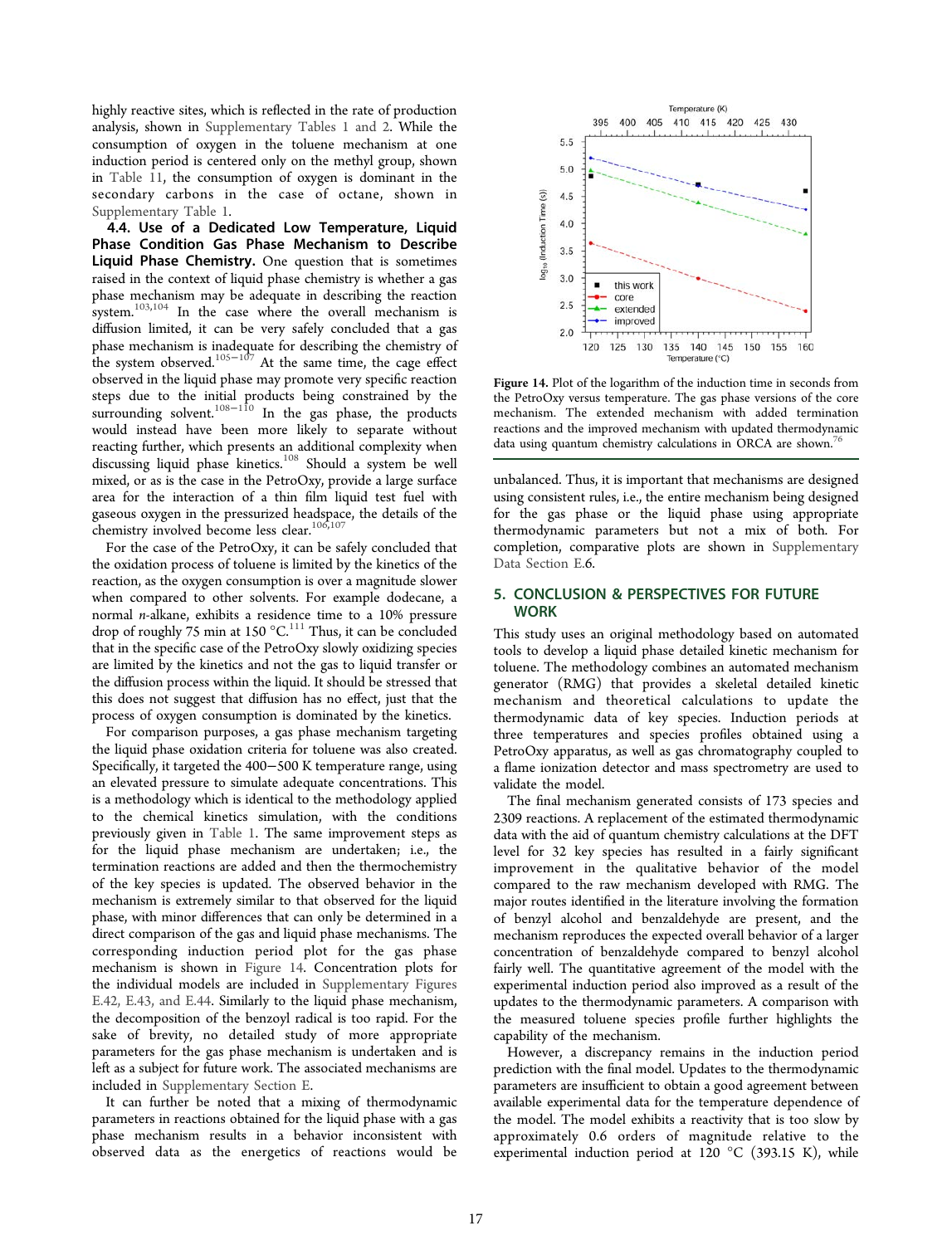highly reactive sites, which is reflected in the rate of production analysis, shown in Supplementary Tables 1 and 2. While the consumption of oxygen in the toluene mechanism at one induction period is centered only on the methyl group, shown in Table 11, the consumption of oxygen is dominant in the secondary carbons in the case of octane, shown in Supplementary Table 1.

### 4.4. Use of a Dedicated Low Temperature, Liquid Phase Condition Gas Phase Mechanism to Describe Liquid Phase Chemistry.

One question that is sometimes raised in the context of liquid phase chemistry is whether a gas phase mechanism may be adequate in describing the reaction system.[103,104] In the case where the overall mechanism is diffusion limited, it can be very safely concluded that a gas phase mechanism is inadequate for describing the chemistry of the system observed.[105−107] At the same time, the cage effect observed in the liquid phase may promote very specific reaction steps due to the initial products being constrained by the surrounding solvent.[108−110] In the gas phase, the products would instead have been more likely to separate without reacting further, which presents an additional complexity when discussing liquid phase kinetics.[108] Should a system be well mixed, or as is the case in the PetroOxy, provide a large surface area for the interaction of a thin film liquid test fuel with gaseous oxygen in the pressurized headspace, the details of the chemistry involved become less clear.[106,107]

For the case of the PetroOxy, it can be safely concluded that the oxidation process of toluene is limited by the kinetics of the reaction, as the oxygen consumption is over a magnitude slower when compared to other solvents. For example dodecane, a normal *n*-alkane, exhibits a residence time to a 10% pressure drop of roughly 75 min at 150 °C.[111] Thus, it can be concluded that in the specific case of the PetroOxy slowly oxidizing species are limited by the kinetics and not the gas to liquid transfer or the diffusion process within the liquid. It should be stressed that this does not suggest that diffusion has no effect, just that the process of oxygen consumption is dominated by the kinetics.

For comparison purposes, a gas phase mechanism targeting the liquid phase oxidation criteria for toluene was also created. Specifically, it targeted the 400−500 K temperature range, using an elevated pressure to simulate adequate concentrations. This is a methodology which is identical to the methodology applied to the chemical kinetics simulation, with the conditions previously given in Table 1. The same improvement steps as for the liquid phase mechanism are undertaken; i.e., the termination reactions are added and then the thermochemistry of the key species is updated. The observed behavior in the mechanism is extremely similar to that observed for the liquid phase, with minor differences that can only be determined in a direct comparison of the gas and liquid phase mechanisms. The corresponding induction period plot for the gas phase mechanism is shown in Figure 14. Concentration plots for the individual models are included in Supplementary Figures E.42, E.43, and E.44. Similarly to the liquid phase mechanism, the decomposition of the benzoyl radical is too rapid. For the sake of brevity, no detailed study of more appropriate parameters for the gas phase mechanism is undertaken and is left as a subject for future work. The associated mechanisms are included in Supplementary Section E.

It can further be noted that a mixing of thermodynamic parameters in reactions obtained for the liquid phase with a gas phase mechanism results in a behavior inconsistent with observed data as the energetics of reactions would be

Figure 14. Plot of the logarithm of the induction time in seconds from the PetroOxy versus temperature. The gas phase versions of the core mechanism. The extended mechanism with added termination reactions and the improved mechanism with updated thermodynamic data using quantum chemistry calculations in ORCA are shown.[76]

unbalanced. Thus, it is important that mechanisms are designed using consistent rules, i.e., the entire mechanism being designed for the gas phase or the liquid phase using appropriate thermodynamic parameters but not a mix of both. For completion, comparative plots are shown in Supplementary Data Section E.6.

## 5. CONCLUSION & PERSPECTIVES FOR FUTURE WORK

This study uses an original methodology based on automated tools to develop a liquid phase detailed kinetic mechanism for toluene. The methodology combines an automated mechanism generator (RMG) that provides a skeletal detailed kinetic mechanism and theoretical calculations to update the thermodynamic data of key species. Induction periods at three temperatures and species profiles obtained using a PetroOxy apparatus, as well as gas chromatography coupled to a flame ionization detector and mass spectrometry are used to validate the model.

The final mechanism generated consists of 173 species and 2309 reactions. A replacement of the estimated thermodynamic data with the aid of quantum chemistry calculations at the DFT level for 32 key species has resulted in a fairly significant improvement in the qualitative behavior of the model compared to the raw mechanism developed with RMG. The major routes identified in the literature involving the formation of benzyl alcohol and benzaldehyde are present, and the mechanism reproduces the expected overall behavior of a larger concentration of benzaldehyde compared to benzyl alcohol fairly well. The quantitative agreement of the model with the experimental induction period also improved as a result of the updates to the thermodynamic parameters. A comparison with the measured toluene species profile further highlights the capability of the mechanism.

However, a discrepancy remains in the induction period prediction with the final model. Updates to the thermodynamic parameters are insufficient to obtain a good agreement between available experimental data for the temperature dependence of the model. The model exhibits a reactivity that is too slow by approximately 0.6 orders of magnitude relative to the experimental induction period at 120 °C (393.15 K), while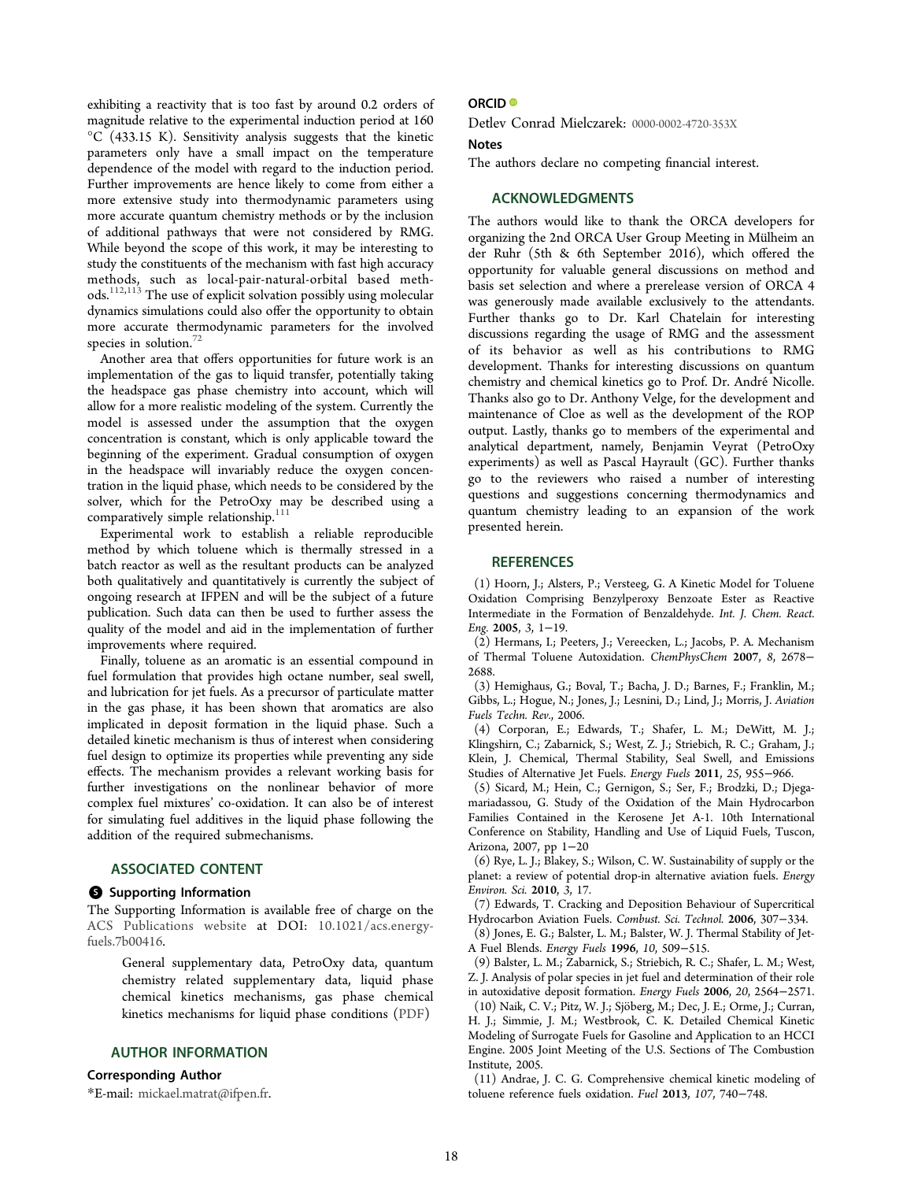exhibiting a reactivity that is too fast by around 0.2 orders of magnitude relative to the experimental induction period at 160 °C (433.15 K). Sensitivity analysis suggests that the kinetic parameters only have a small impact on the temperature dependence of the model with regard to the induction period. Further improvements are hence likely to come from either a more extensive study into thermodynamic parameters using more accurate quantum chemistry methods or by the inclusion of additional pathways that were not considered by RMG. While beyond the scope of this work, it may be interesting to study the constituents of the mechanism with fast high accuracy methods, such as local-pair-natural-orbital based methods.[112,113] The use of explicit solvation possibly using molecular dynamics simulations could also offer the opportunity to obtain more accurate thermodynamic parameters for the involved species in solution.[72]

Another area that offers opportunities for future work is an implementation of the gas to liquid transfer, potentially taking the headspace gas phase chemistry into account, which will allow for a more realistic modeling of the system. Currently the model is assessed under the assumption that the oxygen concentration is constant, which is only applicable toward the beginning of the experiment. Gradual consumption of oxygen in the headspace will invariably reduce the oxygen concentration in the liquid phase, which needs to be considered by the solver, which for the PetroOxy may be described using a comparatively simple relationship.[111]

Experimental work to establish a reliable reproducible method by which toluene which is thermally stressed in a batch reactor as well as the resultant products can be analyzed both qualitatively and quantitatively is currently the subject of ongoing research at IFPEN and will be the subject of a future publication. Such data can then be used to further assess the quality of the model and aid in the implementation of further improvements where required.

Finally, toluene as an aromatic is an essential compound in fuel formulation that provides high octane number, seal swell, and lubrication for jet fuels. As a precursor of particulate matter in the gas phase, it has been shown that aromatics are also implicated in deposit formation in the liquid phase. Such a detailed kinetic mechanism is thus of interest when considering fuel design to optimize its properties while preventing any side effects. The mechanism provides a relevant working basis for further investigations on the nonlinear behavior of more complex fuel mixtures' co-oxidation. It can also be of interest for simulating fuel additives in the liquid phase following the addition of the required submechanisms.

## ASSOCIATED CONTENT

### Supporting Information

The Supporting Information is available free of charge on the ACS Publications website at DOI: 10.1021/acs.energyfuels.7b00416.

> General supplementary data, PetroOxy data, quantum chemistry related supplementary data, liquid phase chemical kinetics mechanisms, gas phase chemical kinetics mechanisms for liquid phase conditions (PDF)

## AUTHOR INFORMATION

### Corresponding Author

*E-mail: mickael.matrat@ifpen.fr.

### ORCID

Detlev Conrad Mielczarek: 0000-0002-4720-353X

### Notes

The authors declare no competing financial interest.

## ACKNOWLEDGMENTS

The authors would like to thank the ORCA developers for organizing the 2nd ORCA User Group Meeting in Mülheim an der Ruhr (5th & 6th September 2016), which offered the opportunity for valuable general discussions on method and basis set selection and where a prerelease version of ORCA 4 was generously made available exclusively to the attendants. Further thanks go to Dr. Karl Chatelain for interesting discussions regarding the usage of RMG and the assessment of its behavior as well as his contributions to RMG development. Thanks for interesting discussions on quantum chemistry and chemical kinetics go to Prof. Dr. André Nicolle. Thanks also go to Dr. Anthony Velge, for the development and maintenance of Cloe as well as the development of the ROP output. Lastly, thanks go to members of the experimental and analytical department, namely, Benjamin Veyrat (PetroOxy experiments) as well as Pascal Hayrault (GC). Further thanks go to the reviewers who raised a number of interesting questions and suggestions concerning thermodynamics and quantum chemistry leading to an expansion of the work presented herein.

## REFERENCES

(1) Hoorn, J.; Alsters, P.; Versteeg, G. A Kinetic Model for Toluene Oxidation Comprising Benzylperoxy Benzoate Ester as Reactive Intermediate in the Formation of Benzaldehyde. *Int. J. Chem. React. Eng.* **2005**, *3*, 1−19.

(2) Hermans, I.; Peeters, J.; Vereecken, L.; Jacobs, P. A. Mechanism of Thermal Toluene Autoxidation. *ChemPhysChem* **2007**, *8*, 2678−2688.

(3) Hemighaus, G.; Boval, T.; Bacha, J. D.; Barnes, F.; Franklin, M.; Gibbs, L.; Hogue, N.; Jones, J.; Lesnini, D.; Lind, J.; Morris, J. *Aviation Fuels Techn. Rev.*, 2006.

(4) Corporan, E.; Edwards, T.; Shafer, L. M.; DeWitt, M. J.; Klingshirn, C.; Zabarnick, S.; West, Z. J.; Striebich, R. C.; Graham, J.; Klein, J. Chemical, Thermal Stability, Seal Swell, and Emissions Studies of Alternative Jet Fuels. *Energy Fuels* **2011**, *25*, 955−966.

(5) Sicard, M.; Hein, C.; Gernigon, S.; Ser, F.; Brodzki, D.; Djega-mariadassou, G. Study of the Oxidation of the Main Hydrocarbon Families Contained in the Kerosene Jet A-1. 10th International Conference on Stability, Handling and Use of Liquid Fuels, Tuscon, Arizona, 2007, pp 1−20

(6) Rye, L. J.; Blakey, S.; Wilson, C. W. Sustainability of supply or the planet: a review of potential drop-in alternative aviation fuels. *Energy Environ. Sci.* **2010**, *3*, 17.

(7) Edwards, T. Cracking and Deposition Behaviour of Supercritical Hydrocarbon Aviation Fuels. *Combust. Sci. Technol.* **2006**, 307−334.

(8) Jones, E. G.; Balster, L. M.; Balster, W. J. Thermal Stability of Jet-A Fuel Blends. *Energy Fuels* **1996**, *10*, 509−515.

(9) Balster, L. M.; Zabarnick, S.; Striebich, R. C.; Shafer, L. M.; West, Z. J. Analysis of polar species in jet fuel and determination of their role in autoxidative deposit formation. *Energy Fuels* **2006**, *20*, 2564−2571.

(10) Naik, C. V.; Pitz, W. J.; Sjöberg, M.; Dec, J. E.; Orme, J.; Curran, H. J.; Simmie, J. M.; Westbrook, C. K. Detailed Chemical Kinetic Modeling of Surrogate Fuels for Gasoline and Application to an HCCI Engine. 2005 Joint Meeting of the U.S. Sections of The Combustion Institute, 2005.

(11) Andrae, J. C. G. Comprehensive chemical kinetic modeling of toluene reference fuels oxidation. *Fuel* **2013**, *107*, 740−748.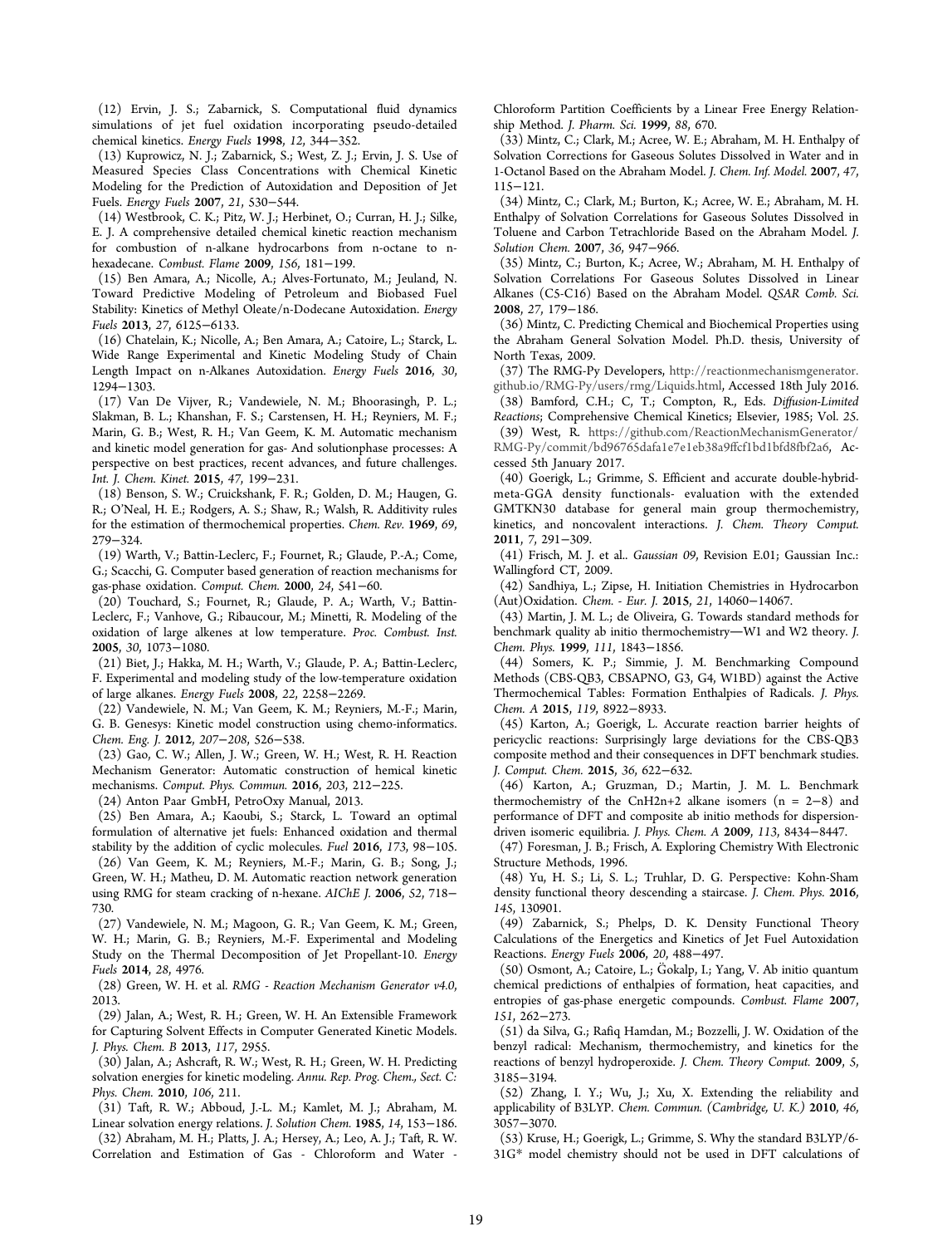(12) Ervin, J. S.; Zabarnick, S. Computational fluid dynamics simulations of jet fuel oxidation incorporating pseudo-detailed chemical kinetics. *Energy Fuels* **1998**, *12*, 344−352.

(13) Kuprowicz, N. J.; Zabarnick, S.; West, Z. J.; Ervin, J. S. Use of Measured Species Class Concentrations with Chemical Kinetic Modeling for the Prediction of Autoxidation and Deposition of Jet Fuels. *Energy Fuels* **2007**, *21*, 530−544.

(14) Westbrook, C. K.; Pitz, W. J.; Herbinet, O.; Curran, H. J.; Silke, E. J. A comprehensive detailed chemical kinetic reaction mechanism for combustion of n-alkane hydrocarbons from n-octane to n-hexadecane. *Combust. Flame* **2009**, *156*, 181−199.

(15) Ben Amara, A.; Nicolle, A.; Alves-Fortunato, M.; Jeuland, N. Toward Predictive Modeling of Petroleum and Biobased Fuel Stability: Kinetics of Methyl Oleate/n-Dodecane Autoxidation. *Energy Fuels* **2013**, *27*, 6125−6133.

(16) Chatelain, K.; Nicolle, A.; Ben Amara, A.; Catoire, L.; Starck, L. Wide Range Experimental and Kinetic Modeling Study of Chain Length Impact on n-Alkanes Autoxidation. *Energy Fuels* **2016**, *30*, 1294−1303.

(17) Van De Vijver, R.; Vandewiele, N. M.; Bhoorasingh, P. L.; Slakman, B. L.; Khanshan, F. S.; Carstensen, H. H.; Reyniers, M. F.; Marin, G. B.; West, R. H.; Van Geem, K. M. Automatic mechanism and kinetic model generation for gas- And solutionphase processes: A perspective on best practices, recent advances, and future challenges. *Int. J. Chem. Kinet.* **2015**, *47*, 199−231.

(18) Benson, S. W.; Cruickshank, F. R.; Golden, D. M.; Haugen, G. R.; O'Neal, H. E.; Rodgers, A. S.; Shaw, R.; Walsh, R. Additivity rules for the estimation of thermochemical properties. *Chem. Rev.* **1969**, *69*, 279−324.

(19) Warth, V.; Battin-Leclerc, F.; Fournet, R.; Glaude, P.-A.; Come, G.; Scacchi, G. Computer based generation of reaction mechanisms for gas-phase oxidation. *Comput. Chem.* **2000**, *24*, 541−60.

(20) Touchard, S.; Fournet, R.; Glaude, P. A.; Warth, V.; Battin-Leclerc, F.; Vanhove, G.; Ribaucour, M.; Minetti, R. Modeling of the oxidation of large alkenes at low temperature. *Proc. Combust. Inst.* **2005**, *30*, 1073−1080.

(21) Biet, J.; Hakka, M. H.; Warth, V.; Glaude, P. A.; Battin-Leclerc, F. Experimental and modeling study of the low-temperature oxidation of large alkanes. *Energy Fuels* **2008**, *22*, 2258−2269.

(22) Vandewiele, N. M.; Van Geem, K. M.; Reyniers, M.-F.; Marin, G. B. Genesys: Kinetic model construction using chemo-informatics. *Chem. Eng. J.* **2012**, *207*−*208*, 526−538.

(23) Gao, C. W.; Allen, J. W.; Green, W. H.; West, R. H. Reaction Mechanism Generator: Automatic construction of hemical kinetic mechanisms. *Comput. Phys. Commun.* **2016**, *203*, 212−225.

(24) Anton Paar GmbH, PetroOxy Manual, 2013.

(25) Ben Amara, A.; Kaoubi, S.; Starck, L. Toward an optimal formulation of alternative jet fuels: Enhanced oxidation and thermal stability by the addition of cyclic molecules. *Fuel* **2016**, *173*, 98−105.

(26) Van Geem, K. M.; Reyniers, M.-F.; Marin, G. B.; Song, J.; Green, W. H.; Matheu, D. M. Automatic reaction network generation using RMG for steam cracking of n-hexane. *AIChE J.* **2006**, *52*, 718−730.

(27) Vandewiele, N. M.; Magoon, G. R.; Van Geem, K. M.; Green, W. H.; Marin, G. B.; Reyniers, M.-F. Experimental and Modeling Study on the Thermal Decomposition of Jet Propellant-10. *Energy Fuels* **2014**, *28*, 4976.

(28) Green, W. H. et al. *RMG - Reaction Mechanism Generator v4.0*, 2013.

(29) Jalan, A.; West, R. H.; Green, W. H. An Extensible Framework for Capturing Solvent Effects in Computer Generated Kinetic Models. *J. Phys. Chem. B* **2013**, *117*, 2955.

(30) Jalan, A.; Ashcraft, R. W.; West, R. H.; Green, W. H. Predicting solvation energies for kinetic modeling. *Annu. Rep. Prog. Chem., Sect. C: Phys. Chem.* **2010**, *106*, 211.

(31) Taft, R. W.; Abboud, J.-L. M.; Kamlet, M. J.; Abraham, M. Linear solvation energy relations. *J. Solution Chem.* **1985**, *14*, 153−186.

(32) Abraham, M. H.; Platts, J. A.; Hersey, A.; Leo, A. J.; Taft, R. W. Correlation and Estimation of Gas - Chloroform and Water - Chloroform Partition Coefficients by a Linear Free Energy Relationship Method. *J. Pharm. Sci.* **1999**, *88*, 670.

(33) Mintz, C.; Clark, M.; Acree, W. E.; Abraham, M. H. Enthalpy of Solvation Corrections for Gaseous Solutes Dissolved in Water and in 1-Octanol Based on the Abraham Model. *J. Chem. Inf. Model.* **2007**, *47*, 115−121.

(34) Mintz, C.; Clark, M.; Burton, K.; Acree, W. E.; Abraham, M. H. Enthalpy of Solvation Correlations for Gaseous Solutes Dissolved in Toluene and Carbon Tetrachloride Based on the Abraham Model. *J. Solution Chem.* **2007**, *36*, 947−966.

(35) Mintz, C.; Burton, K.; Acree, W.; Abraham, M. H. Enthalpy of Solvation Correlations For Gaseous Solutes Dissolved in Linear Alkanes (C5-C16) Based on the Abraham Model. *QSAR Comb. Sci.* **2008**, *27*, 179−186.

(36) Mintz, C. Predicting Chemical and Biochemical Properties using the Abraham General Solvation Model. Ph.D. thesis, University of North Texas, 2009.

(37) The RMG-Py Developers, http://reactionmechanismgenerator.github.io/RMG-Py/users/rmg/Liquids.html, Accessed 18th July 2016.

(38) Bamford, C.H.; C, T.; Compton, R., Eds. *Diffusion-Limited Reactions*; Comprehensive Chemical Kinetics; Elsevier, 1985; Vol. 25.

(39) West, R. https://github.com/ReactionMechanismGenerator/RMG-Py/commit/bd96765dafa1e7e1eb38a9ffcf1bd1bfd8fbf2a6, Accessed 5th January 2017.

(40) Goerigk, L.; Grimme, S. Efficient and accurate double-hybrid-meta-GGA density functionals- evaluation with the extended GMTKN30 database for general main group thermochemistry, kinetics, and noncovalent interactions. *J. Chem. Theory Comput.* **2011**, *7*, 291−309.

(41) Frisch, M. J. et al.. *Gaussian 09*, Revision E.01; Gaussian Inc.: Wallingford CT, 2009.

(42) Sandhiya, L.; Zipse, H. Initiation Chemistries in Hydrocarbon (Aut)Oxidation. *Chem. - Eur. J.* **2015**, *21*, 14060−14067.

(43) Martin, J. M. L.; de Oliveira, G. Towards standard methods for benchmark quality ab initio thermochemistry—W1 and W2 theory. *J. Chem. Phys.* **1999**, *111*, 1843−1856.

(44) Somers, K. P.; Simmie, J. M. Benchmarking Compound Methods (CBS-QB3, CBSAPNO, G3, G4, W1BD) against the Active Thermochemical Tables: Formation Enthalpies of Radicals. *J. Phys. Chem. A* **2015**, *119*, 8922−8933.

(45) Karton, A.; Goerigk, L. Accurate reaction barrier heights of pericyclic reactions: Surprisingly large deviations for the CBS-QB3 composite method and their consequences in DFT benchmark studies. *J. Comput. Chem.* **2015**, *36*, 622−632.

(46) Karton, A.; Gruzman, D.; Martin, J. M. L. Benchmark thermochemistry of the CnH2n+2 alkane isomers (n = 2−8) and performance of DFT and composite ab initio methods for dispersion-driven isomeric equilibria. *J. Phys. Chem. A* **2009**, *113*, 8434−8447.

(47) Foresman, J. B.; Frisch, A. Exploring Chemistry With Electronic Structure Methods, 1996.

(48) Yu, H. S.; Li, S. L.; Truhlar, D. G. Perspective: Kohn-Sham density functional theory descending a staircase. *J. Chem. Phys.* **2016**, *145*, 130901.

(49) Zabarnick, S.; Phelps, D. K. Density Functional Theory Calculations of the Energetics and Kinetics of Jet Fuel Autoxidation Reactions. *Energy Fuels* **2006**, *20*, 488−497.

(50) Osmont, A.; Catoire, L.; Gökalp, I.; Yang, V. Ab initio quantum chemical predictions of enthalpies of formation, heat capacities, and entropies of gas-phase energetic compounds. *Combust. Flame* **2007**, *151*, 262−273.

(51) da Silva, G.; Rafiq Hamdan, M.; Bozzelli, J. W. Oxidation of the benzyl radical: Mechanism, thermochemistry, and kinetics for the reactions of benzyl hydroperoxide. *J. Chem. Theory Comput.* **2009**, *5*, 3185−3194.

(52) Zhang, I. Y.; Wu, J.; Xu, X. Extending the reliability and applicability of B3LYP. *Chem. Commun. (Cambridge, U. K.)* **2010**, *46*, 3057−3070.

(53) Kruse, H.; Goerigk, L.; Grimme, S. Why the standard B3LYP/6-31G* model chemistry should not be used in DFT calculations of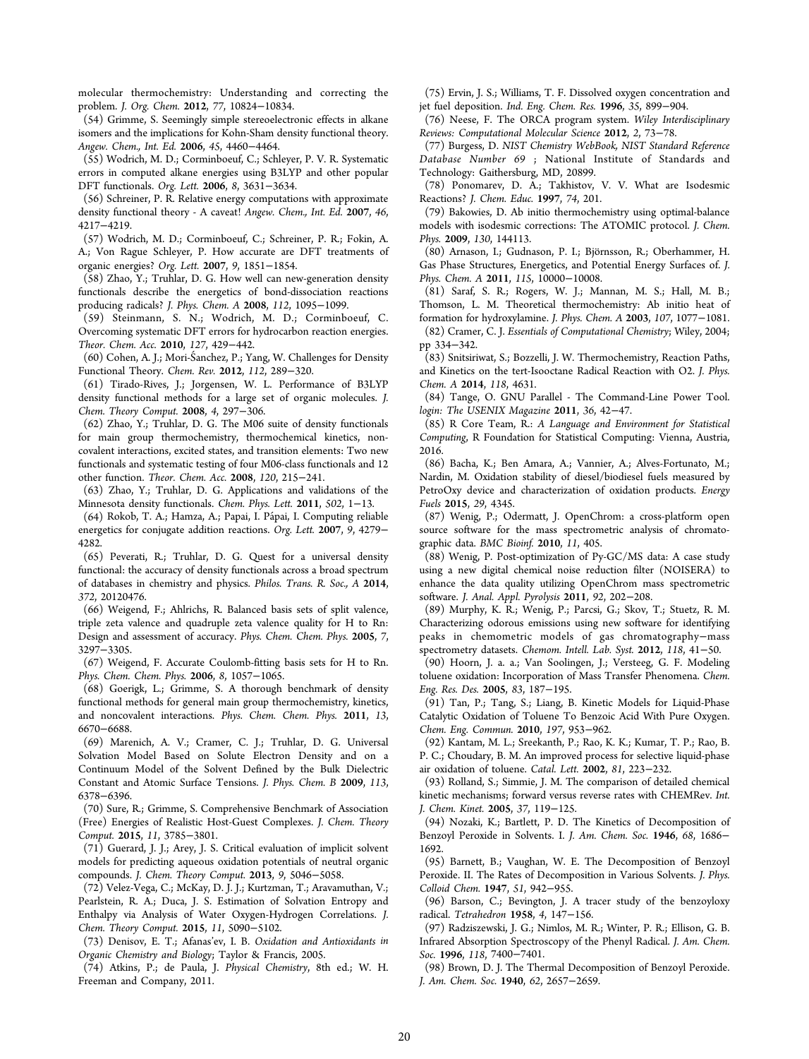molecular thermochemistry: Understanding and correcting the problem. *J. Org. Chem.* **2012**, *77*, 10824−10834.

(54) Grimme, S. Seemingly simple stereoelectronic effects in alkane isomers and the implications for Kohn-Sham density functional theory. *Angew. Chem., Int. Ed.* **2006**, *45*, 4460−4464.

(55) Wodrich, M. D.; Corminboeuf, C.; Schleyer, P. V. R. Systematic errors in computed alkane energies using B3LYP and other popular DFT functionals. *Org. Lett.* **2006**, *8*, 3631−3634.

(56) Schreiner, P. R. Relative energy computations with approximate density functional theory - A caveat! *Angew. Chem., Int. Ed.* **2007**, *46*, 4217−4219.

(57) Wodrich, M. D.; Corminboeuf, C.; Schreiner, P. R.; Fokin, A. A.; Von Rague Schleyer, P. How accurate are DFT treatments of organic energies? *Org. Lett.* **2007**, *9*, 1851−1854.

(58) Zhao, Y.; Truhlar, D. G. How well can new-generation density functionals describe the energetics of bond-dissociation reactions producing radicals? *J. Phys. Chem. A* **2008**, *112*, 1095−1099.

(59) Steinmann, S. N.; Wodrich, M. D.; Corminboeuf, C. Overcoming systematic DFT errors for hydrocarbon reaction energies. *Theor. Chem. Acc.* **2010**, *127*, 429−442.

(60) Cohen, A. J.; Mori-Śanchez, P.; Yang, W. Challenges for Density Functional Theory. *Chem. Rev.* **2012**, *112*, 289−320.

(61) Tirado-Rives, J.; Jorgensen, W. L. Performance of B3LYP density functional methods for a large set of organic molecules. *J. Chem. Theory Comput.* **2008**, *4*, 297−306.

(62) Zhao, Y.; Truhlar, D. G. The M06 suite of density functionals for main group thermochemistry, thermochemical kinetics, noncovalent interactions, excited states, and transition elements: Two new functionals and systematic testing of four M06-class functionals and 12 other function. *Theor. Chem. Acc.* **2008**, *120*, 215−241.

(63) Zhao, Y.; Truhlar, D. G. Applications and validations of the Minnesota density functionals. *Chem. Phys. Lett.* **2011**, *502*, 1−13.

(64) Rokob, T. A.; Hamza, A.; Papai, I. Pápai, I. Computing reliable energetics for conjugate addition reactions. *Org. Lett.* **2007**, *9*, 4279−4282.

(65) Peverati, R.; Truhlar, D. G. Quest for a universal density functional: the accuracy of density functionals across a broad spectrum of databases in chemistry and physics. *Philos. Trans. R. Soc., A* **2014**, *372*, 20120476.

(66) Weigend, F.; Ahlrichs, R. Balanced basis sets of split valence, triple zeta valence and quadruple zeta valence quality for H to Rn: Design and assessment of accuracy. *Phys. Chem. Chem. Phys.* **2005**, *7*, 3297−3305.

(67) Weigend, F. Accurate Coulomb-fitting basis sets for H to Rn. *Phys. Chem. Chem. Phys.* **2006**, *8*, 1057−1065.

(68) Goerigk, L.; Grimme, S. A thorough benchmark of density functional methods for general main group thermochemistry, kinetics, and noncovalent interactions. *Phys. Chem. Chem. Phys.* **2011**, *13*, 6670−6688.

(69) Marenich, A. V.; Cramer, C. J.; Truhlar, D. G. Universal Solvation Model Based on Solute Electron Density and on a Continuum Model of the Solvent Defined by the Bulk Dielectric Constant and Atomic Surface Tensions. *J. Phys. Chem. B* **2009**, *113*, 6378−6396.

(70) Sure, R.; Grimme, S. Comprehensive Benchmark of Association (Free) Energies of Realistic Host-Guest Complexes. *J. Chem. Theory Comput.* **2015**, *11*, 3785−3801.

(71) Guerard, J. J.; Arey, J. S. Critical evaluation of implicit solvent models for predicting aqueous oxidation potentials of neutral organic compounds. *J. Chem. Theory Comput.* **2013**, *9*, 5046−5058.

(72) Velez-Vega, C.; McKay, D. J. J.; Kurtzman, T.; Aravamuthan, V.; Pearlstein, R. A.; Duca, J. S. Estimation of Solvation Entropy and Enthalpy via Analysis of Water Oxygen-Hydrogen Correlations. *J. Chem. Theory Comput.* **2015**, *11*, 5090−5102.

(73) Denisov, E. T.; Afanas'ev, I. B. *Oxidation and Antioxidants in Organic Chemistry and Biology*; Taylor & Francis, 2005.

(74) Atkins, P.; de Paula, J. *Physical Chemistry*, 8th ed.; W. H. Freeman and Company, 2011.

(75) Ervin, J. S.; Williams, T. F. Dissolved oxygen concentration and jet fuel deposition. *Ind. Eng. Chem. Res.* **1996**, *35*, 899−904.

(76) Neese, F. The ORCA program system. *Wiley Interdisciplinary Reviews: Computational Molecular Science* **2012**, *2*, 73−78.

(77) Burgess, D. *NIST Chemistry WebBook, NIST Standard Reference Database Number 69* ; National Institute of Standards and Technology: Gaithersburg, MD, 20899.

(78) Ponomarev, D. A.; Takhistov, V. V. What are Isodesmic Reactions? *J. Chem. Educ.* **1997**, *74*, 201.

(79) Bakowies, D. Ab initio thermochemistry using optimal-balance models with isodesmic corrections: The ATOMIC protocol. *J. Chem. Phys.* **2009**, *130*, 144113.

(80) Arnason, I.; Gudnason, P. I.; Björnsson, R.; Oberhammer, H. Gas Phase Structures, Energetics, and Potential Energy Surfaces of. *J. Phys. Chem. A* **2011**, *115*, 10000−10008.

(81) Saraf, S. R.; Rogers, W. J.; Mannan, M. S.; Hall, M. B.; Thomson, L. M. Theoretical thermochemistry: Ab initio heat of formation for hydroxylamine. *J. Phys. Chem. A* **2003**, *107*, 1077−1081.

(82) Cramer, C. J. *Essentials of Computational Chemistry*; Wiley, 2004; pp 334−342.

(83) Snitsiriwat, S.; Bozzelli, J. W. Thermochemistry, Reaction Paths, and Kinetics on the tert-Isooctane Radical Reaction with O2. *J. Phys. Chem. A* **2014**, *118*, 4631.

(84) Tange, O. GNU Parallel - The Command-Line Power Tool. *login: The USENIX Magazine* **2011**, *36*, 42−47.

(85) R Core Team, R.: *A Language and Environment for Statistical Computing*, R Foundation for Statistical Computing: Vienna, Austria, 2016.

(86) Bacha, K.; Ben Amara, A.; Vannier, A.; Alves-Fortunato, M.; Nardin, M. Oxidation stability of diesel/biodiesel fuels measured by PetroOxy device and characterization of oxidation products. *Energy Fuels* **2015**, *29*, 4345.

(87) Wenig, P.; Odermatt, J. OpenChrom: a cross-platform open source software for the mass spectrometric analysis of chromatographic data. *BMC Bioinf.* **2010**, *11*, 405.

(88) Wenig, P. Post-optimization of Py-GC/MS data: A case study using a new digital chemical noise reduction filter (NOISERA) to enhance the data quality utilizing OpenChrom mass spectrometric software. *J. Anal. Appl. Pyrolysis* **2011**, *92*, 202−208.

(89) Murphy, K. R.; Wenig, P.; Parcsi, G.; Skov, T.; Stuetz, R. M. Characterizing odorous emissions using new software for identifying peaks in chemometric models of gas chromatography−mass spectrometry datasets. *Chemom. Intell. Lab. Syst.* **2012**, *118*, 41−50.

(90) Hoorn, J. a. a.; Van Soolingen, J.; Versteeg, G. F. Modeling toluene oxidation: Incorporation of Mass Transfer Phenomena. *Chem. Eng. Res. Des.* **2005**, *83*, 187−195.

(91) Tan, P.; Tang, S.; Liang, B. Kinetic Models for Liquid-Phase Catalytic Oxidation of Toluene To Benzoic Acid With Pure Oxygen. *Chem. Eng. Commun.* **2010**, *197*, 953−962.

(92) Kantam, M. L.; Sreekanth, P.; Rao, K. K.; Kumar, T. P.; Rao, B. P. C.; Choudary, B. M. An improved process for selective liquid-phase air oxidation of toluene. *Catal. Lett.* **2002**, *81*, 223−232.

(93) Rolland, S.; Simmie, J. M. The comparison of detailed chemical kinetic mechanisms; forward versus reverse rates with CHEMRev. *Int. J. Chem. Kinet.* **2005**, *37*, 119−125.

(94) Nozaki, K.; Bartlett, P. D. The Kinetics of Decomposition of Benzoyl Peroxide in Solvents. I. *J. Am. Chem. Soc.* **1946**, *68*, 1686−1692.

(95) Barnett, B.; Vaughan, W. E. The Decomposition of Benzoyl Peroxide. II. The Rates of Decomposition in Various Solvents. *J. Phys. Colloid Chem.* **1947**, *51*, 942−955.

(96) Barson, C.; Bevington, J. A tracer study of the benzoyloxy radical. *Tetrahedron* **1958**, *4*, 147−156.

(97) Radziszewski, J. G.; Nimlos, M. R.; Winter, P. R.; Ellison, G. B. Infrared Absorption Spectroscopy of the Phenyl Radical. *J. Am. Chem. Soc.* **1996**, *118*, 7400−7401.

(98) Brown, D. J. The Thermal Decomposition of Benzoyl Peroxide. *J. Am. Chem. Soc.* **1940**, *62*, 2657−2659.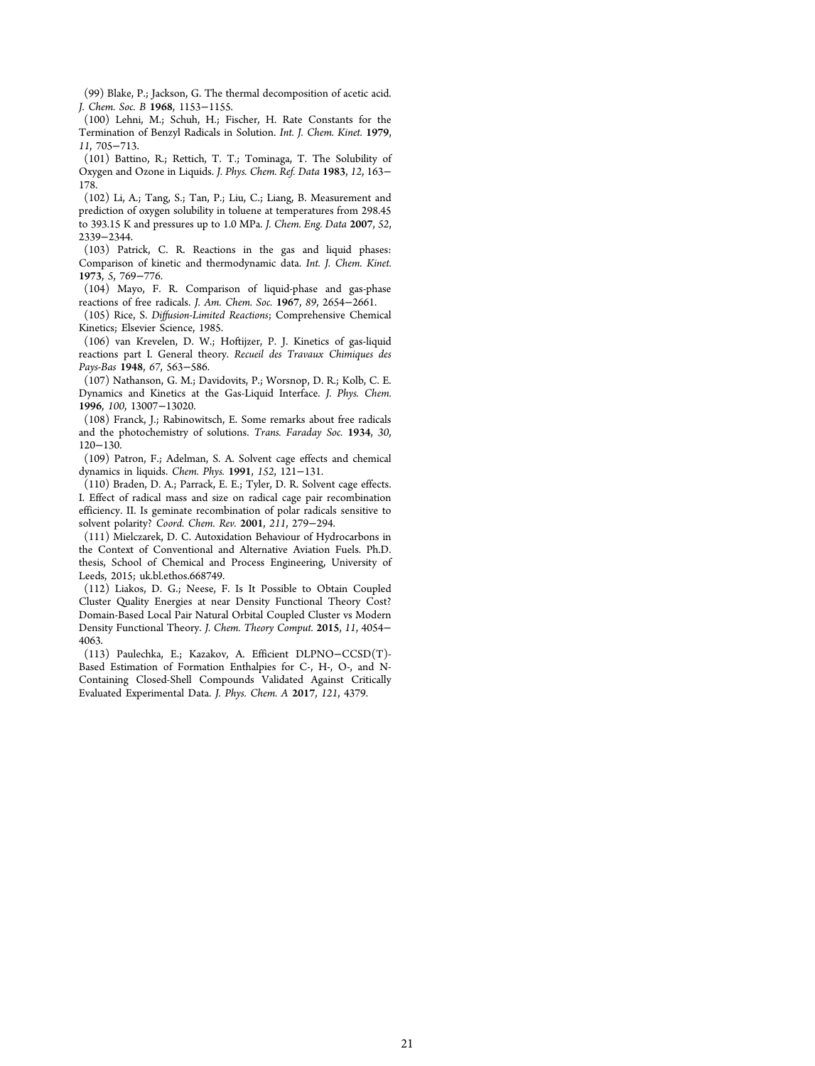(99) Blake, P.; Jackson, G. The thermal decomposition of acetic acid. *J. Chem. Soc. B* **1968**, 1153−1155.

(100) Lehni, M.; Schuh, H.; Fischer, H. Rate Constants for the Termination of Benzyl Radicals in Solution. *Int. J. Chem. Kinet.* **1979**, *11*, 705−713.

(101) Battino, R.; Rettich, T. T.; Tominaga, T. The Solubility of Oxygen and Ozone in Liquids. *J. Phys. Chem. Ref. Data* **1983**, *12*, 163−178.

(102) Li, A.; Tang, S.; Tan, P.; Liu, C.; Liang, B. Measurement and prediction of oxygen solubility in toluene at temperatures from 298.45 to 393.15 K and pressures up to 1.0 MPa. *J. Chem. Eng. Data* **2007**, *52*, 2339−2344.

(103) Patrick, C. R. Reactions in the gas and liquid phases: Comparison of kinetic and thermodynamic data. *Int. J. Chem. Kinet.* **1973**, *5*, 769−776.

(104) Mayo, F. R. Comparison of liquid-phase and gas-phase reactions of free radicals. *J. Am. Chem. Soc.* **1967**, *89*, 2654−2661.

(105) Rice, S. *Diffusion-Limited Reactions*; Comprehensive Chemical Kinetics; Elsevier Science, 1985.

(106) van Krevelen, D. W.; Hoftijzer, P. J. Kinetics of gas-liquid reactions part I. General theory. *Recueil des Travaux Chimiques des Pays-Bas* **1948**, *67*, 563−586.

(107) Nathanson, G. M.; Davidovits, P.; Worsnop, D. R.; Kolb, C. E. Dynamics and Kinetics at the Gas-Liquid Interface. *J. Phys. Chem.* **1996**, *100*, 13007−13020.

(108) Franck, J.; Rabinowitsch, E. Some remarks about free radicals and the photochemistry of solutions. *Trans. Faraday Soc.* **1934**, *30*, 120−130.

(109) Patron, F.; Adelman, S. A. Solvent cage effects and chemical dynamics in liquids. *Chem. Phys.* **1991**, *152*, 121−131.

(110) Braden, D. A.; Parrack, E. E.; Tyler, D. R. Solvent cage effects. I. Effect of radical mass and size on radical cage pair recombination efficiency. II. Is geminate recombination of polar radicals sensitive to solvent polarity? *Coord. Chem. Rev.* **2001**, *211*, 279−294.

(111) Mielczarek, D. C. Autoxidation Behaviour of Hydrocarbons in the Context of Conventional and Alternative Aviation Fuels. Ph.D. thesis, School of Chemical and Process Engineering, University of Leeds, 2015; uk.bl.ethos.668749.

(112) Liakos, D. G.; Neese, F. Is It Possible to Obtain Coupled Cluster Quality Energies at near Density Functional Theory Cost? Domain-Based Local Pair Natural Orbital Coupled Cluster vs Modern Density Functional Theory. *J. Chem. Theory Comput.* **2015**, *11*, 4054−4063.

(113) Paulechka, E.; Kazakov, A. Efficient DLPNO−CCSD(T)-Based Estimation of Formation Enthalpies for C-, H-, O-, and N-Containing Closed-Shell Compounds Validated Against Critically Evaluated Experimental Data. *J. Phys. Chem. A* **2017**, *121*, 4379.